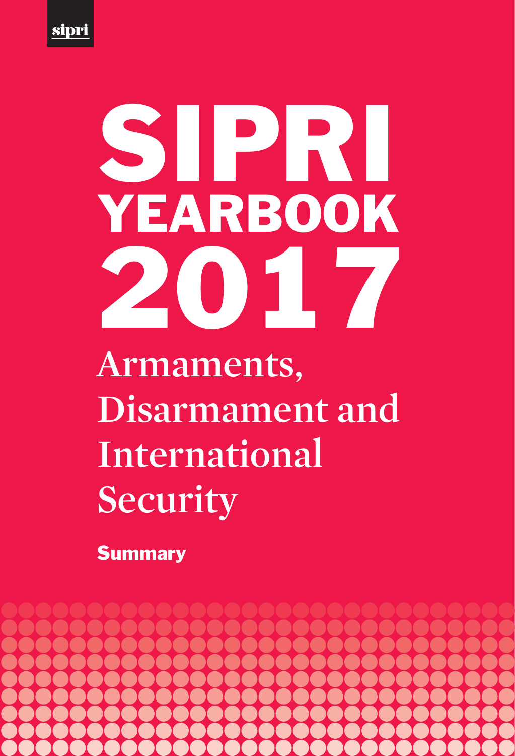sipri

# SIPRI YEARBOOK 2017

## Armaments, Disarmament and International Security

**Summary**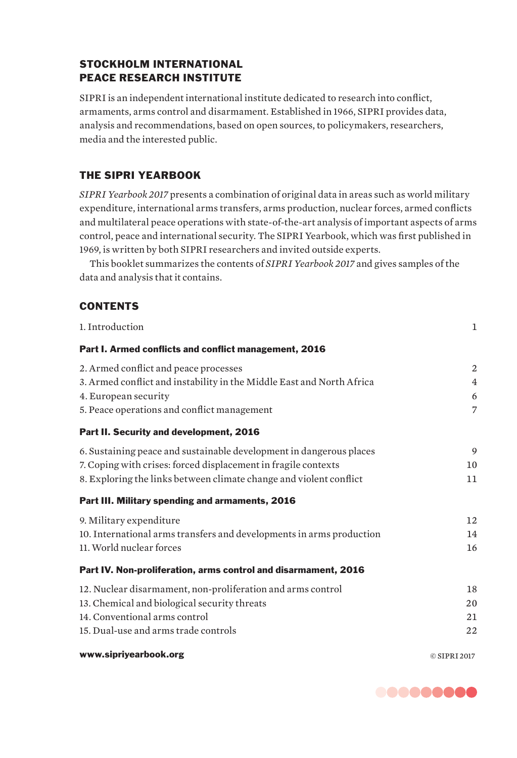## STOCKHOLM INTERNATIONAL PEACE RESEARCH INSTITUTE

SIPRI is an independent international institute dedicated to research into conflict, armaments, arms control and disarmament. Established in 1966, SIPRI provides data, analysis and recommendations, based on open sources, to policymakers, researchers, media and the interested public.

## THE SIPRI YEARBOOK

*SIPRI Yearbook 2017* presents a combination of original data in areas such as world military expenditure, international arms transfers, arms production, nuclear forces, armed conflicts and multilateral peace operations with state-of-the-art analysis of important aspects of arms control, peace and international security. The SIPRI Yearbook, which was first published in 1969, is written by both SIPRI researchers and invited outside experts.

This booklet summarizes the contents of *SIPRI Yearbook 2017* and gives samples of the data and analysis that it contains.

## CONTENTS

| | |
|---|---|
| 1. Introduction | 1 |
| **Part I. Armed conflicts and conflict management, 2016** | |
| 2. Armed conflict and peace processes | 2 |
| 3. Armed conflict and instability in the Middle East and North Africa | 4 |
| 4. European security | 6 |
| 5. Peace operations and conflict management | 7 |
| **Part II. Security and development, 2016** | |
| 6. Sustaining peace and sustainable development in dangerous places | 9 |
| 7. Coping with crises: forced displacement in fragile contexts | 10 |
| 8. Exploring the links between climate change and violent conflict | 11 |
| **Part III. Military spending and armaments, 2016** | |
| 9. Military expenditure | 12 |
| 10. International arms transfers and developments in arms production | 14 |
| 11. World nuclear forces | 16 |
| **Part IV. Non-proliferation, arms control and disarmament, 2016** | |
| 12. Nuclear disarmament, non-proliferation and arms control | 18 |
| 13. Chemical and biological security threats | 20 |
| 14. Conventional arms control | 21 |
| 15. Dual-use and arms trade controls | 22 |

**www.sipriyearbook.org**

© SIPRI 2017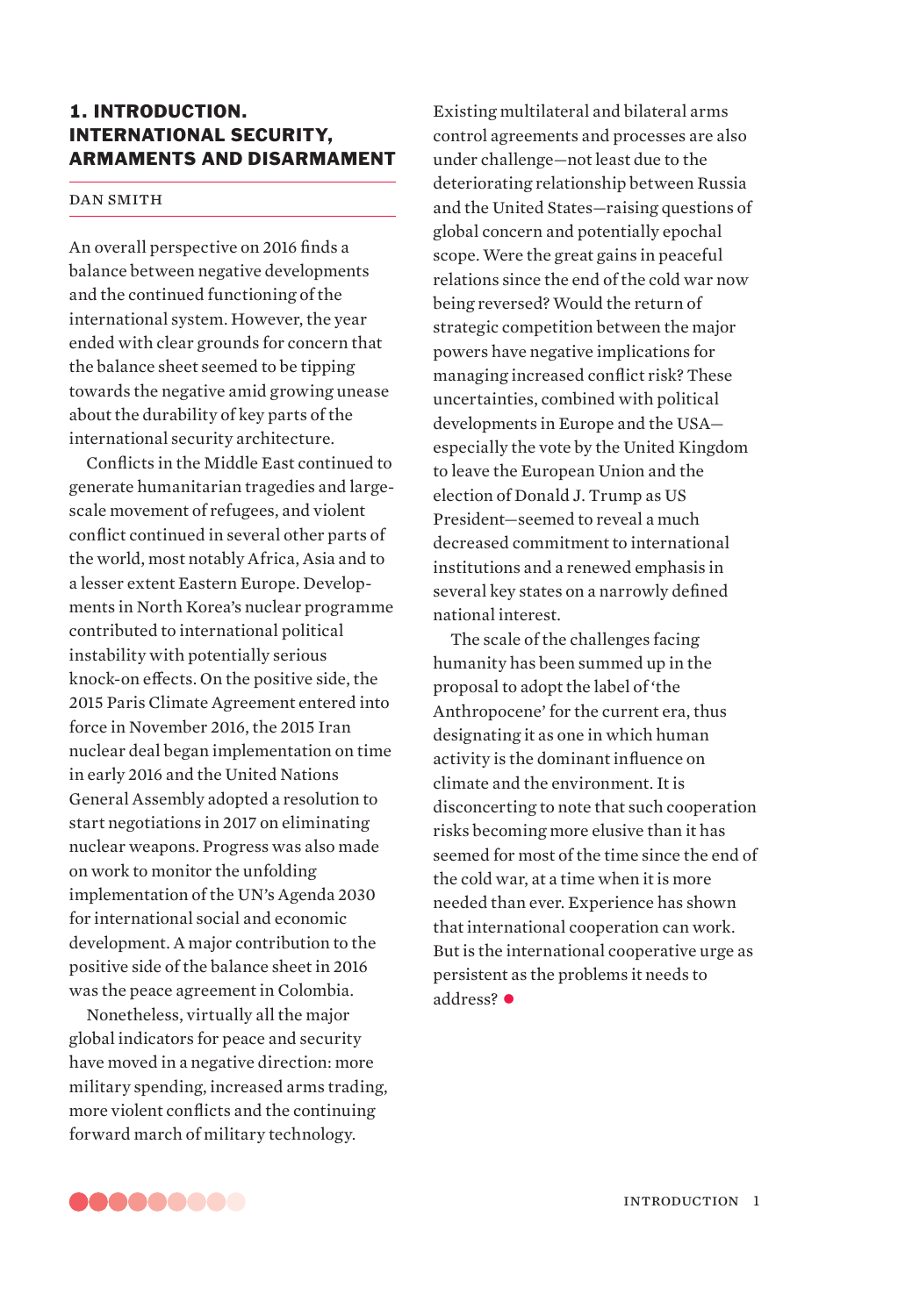# 1. INTRODUCTION. INTERNATIONAL SECURITY, ARMAMENTS AND DISARMAMENT

DAN SMITH

An overall perspective on 2016 finds a balance between negative developments and the continued functioning of the international system. However, the year ended with clear grounds for concern that the balance sheet seemed to be tipping towards the negative amid growing unease about the durability of key parts of the international security architecture.

Conflicts in the Middle East continued to generate humanitarian tragedies and large-scale movement of refugees, and violent conflict continued in several other parts of the world, most notably Africa, Asia and to a lesser extent Eastern Europe. Developments in North Korea's nuclear programme contributed to international political instability with potentially serious knock-on effects. On the positive side, the 2015 Paris Climate Agreement entered into force in November 2016, the 2015 Iran nuclear deal began implementation on time in early 2016 and the United Nations General Assembly adopted a resolution to start negotiations in 2017 on eliminating nuclear weapons. Progress was also made on work to monitor the unfolding implementation of the UN's Agenda 2030 for international social and economic development. A major contribution to the positive side of the balance sheet in 2016 was the peace agreement in Colombia.

Nonetheless, virtually all the major global indicators for peace and security have moved in a negative direction: more military spending, increased arms trading, more violent conflicts and the continuing forward march of military technology.

Existing multilateral and bilateral arms control agreements and processes are also under challenge—not least due to the deteriorating relationship between Russia and the United States—raising questions of global concern and potentially epochal scope. Were the great gains in peaceful relations since the end of the cold war now being reversed? Would the return of strategic competition between the major powers have negative implications for managing increased conflict risk? These uncertainties, combined with political developments in Europe and the USA—especially the vote by the United Kingdom to leave the European Union and the election of Donald J. Trump as US President—seemed to reveal a much decreased commitment to international institutions and a renewed emphasis in several key states on a narrowly defined national interest.

The scale of the challenges facing humanity has been summed up in the proposal to adopt the label of 'the Anthropocene' for the current era, thus designating it as one in which human activity is the dominant influence on climate and the environment. It is disconcerting to note that such cooperation risks becoming more elusive than it has seemed for most of the time since the end of the cold war, at a time when it is more needed than ever. Experience has shown that international cooperation can work. But is the international cooperative urge as persistent as the problems it needs to address?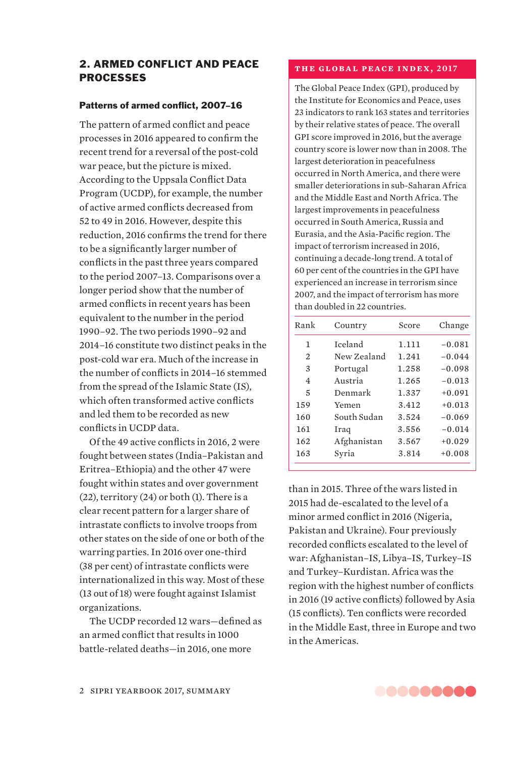## 2. ARMED CONFLICT AND PEACE PROCESSES

### Patterns of armed conflict, 2007–16

The pattern of armed conflict and peace processes in 2016 appeared to confirm the recent trend for a reversal of the post-cold war peace, but the picture is mixed. According to the Uppsala Conflict Data Program (UCDP), for example, the number of active armed conflicts decreased from 52 to 49 in 2016. However, despite this reduction, 2016 confirms the trend for there to be a significantly larger number of conflicts in the past three years compared to the period 2007–13. Comparisons over a longer period show that the number of armed conflicts in recent years has been equivalent to the number in the period 1990–92. The two periods 1990–92 and 2014–16 constitute two distinct peaks in the post-cold war era. Much of the increase in the number of conflicts in 2014–16 stemmed from the spread of the Islamic State (IS), which often transformed active conflicts and led them to be recorded as new conflicts in UCDP data.

Of the 49 active conflicts in 2016, 2 were fought between states (India–Pakistan and Eritrea–Ethiopia) and the other 47 were fought within states and over government (22), territory (24) or both (1). There is a clear recent pattern for a larger share of intrastate conflicts to involve troops from other states on the side of one or both of the warring parties. In 2016 over one-third (38 per cent) of intrastate conflicts were internationalized in this way. Most of these (13 out of 18) were fought against Islamist organizations.

The UCDP recorded 12 wars—defined as an armed conflict that results in 1000 battle-related deaths—in 2016, one more than in 2015. Three of the wars listed in 2015 had de-escalated to the level of a minor armed conflict in 2016 (Nigeria, Pakistan and Ukraine). Four previously recorded conflicts escalated to the level of war: Afghanistan–IS, Libya–IS, Turkey–IS and Turkey–Kurdistan. Africa was the region with the highest number of conflicts in 2016 (19 active conflicts) followed by Asia (15 conflicts). Ten conflicts were recorded in the Middle East, three in Europe and two in the Americas.

### THE GLOBAL PEACE INDEX, 2017

The Global Peace Index (GPI), produced by the Institute for Economics and Peace, uses 23 indicators to rank 163 states and territories by their relative states of peace. The overall GPI score improved in 2016, but the average country score is lower now than in 2008. The largest deterioration in peacefulness occurred in North America, and there were smaller deteriorations in sub-Saharan Africa and the Middle East and North Africa. The largest improvements in peacefulness occurred in South America, Russia and Eurasia, and the Asia-Pacific region. The impact of terrorism increased in 2016, continuing a decade-long trend. A total of 60 per cent of the countries in the GPI have experienced an increase in terrorism since 2007, and the impact of terrorism has more than doubled in 22 countries.

| Rank | Country | Score | Change |
|---|---|---|---|
| 1 | Iceland | 1.111 | −0.081 |
| 2 | New Zealand | 1.241 | −0.044 |
| 3 | Portugal | 1.258 | −0.098 |
| 4 | Austria | 1.265 | −0.013 |
| 5 | Denmark | 1.337 | +0.091 |
| 159 | Yemen | 3.412 | +0.013 |
| 160 | South Sudan | 3.524 | −0.069 |
| 161 | Iraq | 3.556 | −0.014 |
| 162 | Afghanistan | 3.567 | +0.029 |
| 163 | Syria | 3.814 | +0.008 |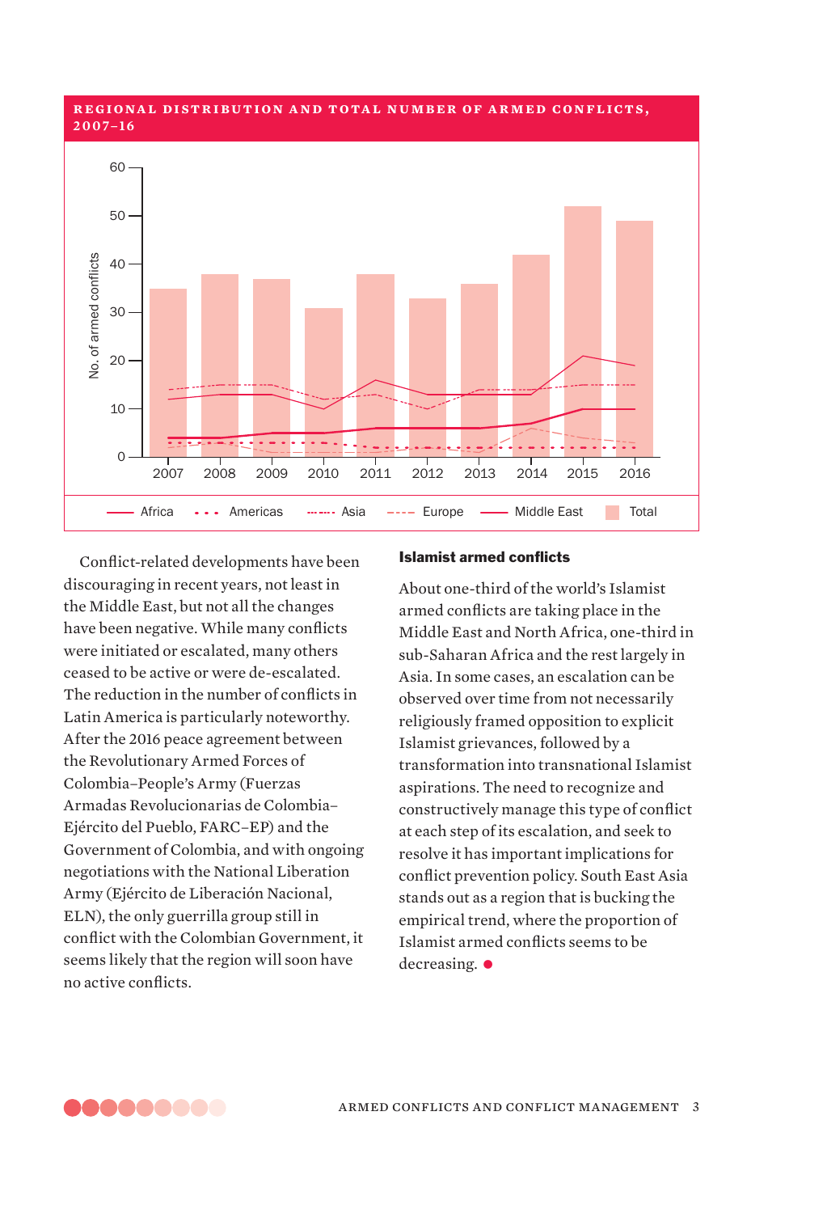**REGIONAL DISTRIBUTION AND TOTAL NUMBER OF ARMED CONFLICTS, 2007–16**

Conflict-related developments have been discouraging in recent years, not least in the Middle East, but not all the changes have been negative. While many conflicts were initiated or escalated, many others ceased to be active or were de-escalated. The reduction in the number of conflicts in Latin America is particularly noteworthy. After the 2016 peace agreement between the Revolutionary Armed Forces of Colombia–People's Army (Fuerzas Armadas Revolucionarias de Colombia–Ejército del Pueblo, FARC–EP) and the Government of Colombia, and with ongoing negotiations with the National Liberation Army (Ejército de Liberación Nacional, ELN), the only guerrilla group still in conflict with the Colombian Government, it seems likely that the region will soon have no active conflicts.

### Islamist armed conflicts

About one-third of the world's Islamist armed conflicts are taking place in the Middle East and North Africa, one-third in sub-Saharan Africa and the rest largely in Asia. In some cases, an escalation can be observed over time from not necessarily religiously framed opposition to explicit Islamist grievances, followed by a transformation into transnational Islamist aspirations. The need to recognize and constructively manage this type of conflict at each step of its escalation, and seek to resolve it has important implications for conflict prevention policy. South East Asia stands out as a region that is bucking the empirical trend, where the proportion of Islamist armed conflicts seems to be decreasing.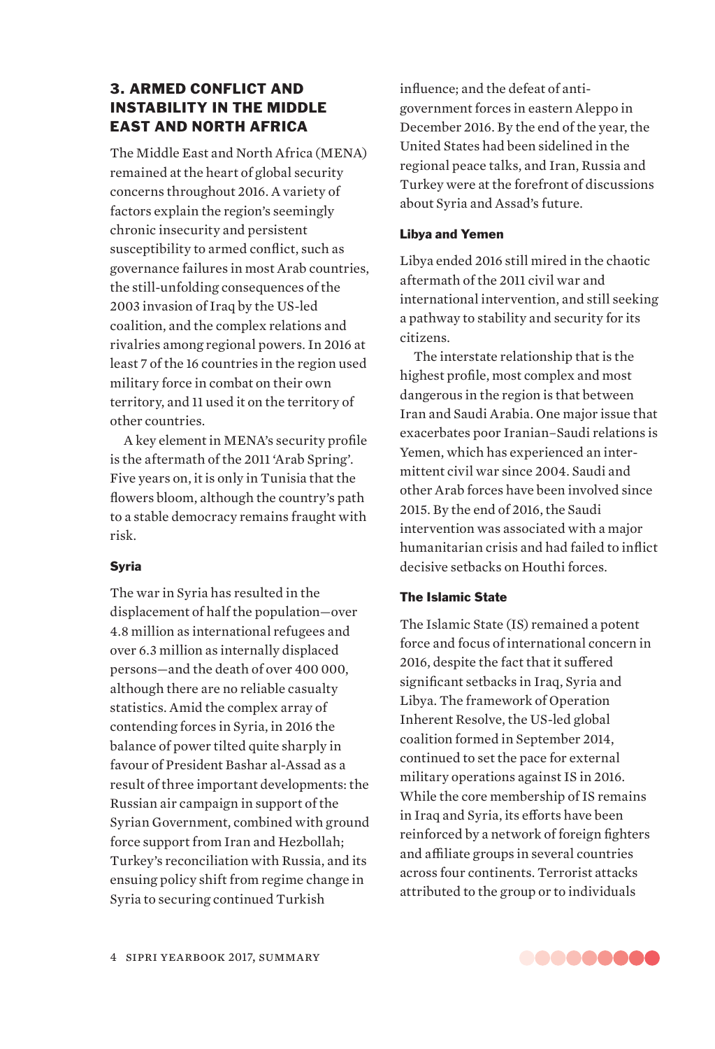## 3. ARMED CONFLICT AND INSTABILITY IN THE MIDDLE EAST AND NORTH AFRICA

The Middle East and North Africa (MENA) remained at the heart of global security concerns throughout 2016. A variety of factors explain the region's seemingly chronic insecurity and persistent susceptibility to armed conflict, such as governance failures in most Arab countries, the still-unfolding consequences of the 2003 invasion of Iraq by the US-led coalition, and the complex relations and rivalries among regional powers. In 2016 at least 7 of the 16 countries in the region used military force in combat on their own territory, and 11 used it on the territory of other countries.

A key element in MENA's security profile is the aftermath of the 2011 'Arab Spring'. Five years on, it is only in Tunisia that the flowers bloom, although the country's path to a stable democracy remains fraught with risk.

### Syria

The war in Syria has resulted in the displacement of half the population—over 4.8 million as international refugees and over 6.3 million as internally displaced persons—and the death of over 400 000, although there are no reliable casualty statistics. Amid the complex array of contending forces in Syria, in 2016 the balance of power tilted quite sharply in favour of President Bashar al-Assad as a result of three important developments: the Russian air campaign in support of the Syrian Government, combined with ground force support from Iran and Hezbollah; Turkey's reconciliation with Russia, and its ensuing policy shift from regime change in Syria to securing continued Turkish influence; and the defeat of anti-government forces in eastern Aleppo in December 2016. By the end of the year, the United States had been sidelined in the regional peace talks, and Iran, Russia and Turkey were at the forefront of discussions about Syria and Assad's future.

### Libya and Yemen

Libya ended 2016 still mired in the chaotic aftermath of the 2011 civil war and international intervention, and still seeking a pathway to stability and security for its citizens.

The interstate relationship that is the highest profile, most complex and most dangerous in the region is that between Iran and Saudi Arabia. One major issue that exacerbates poor Iranian–Saudi relations is Yemen, which has experienced an intermittent civil war since 2004. Saudi and other Arab forces have been involved since 2015. By the end of 2016, the Saudi intervention was associated with a major humanitarian crisis and had failed to inflict decisive setbacks on Houthi forces.

### The Islamic State

The Islamic State (IS) remained a potent force and focus of international concern in 2016, despite the fact that it suffered significant setbacks in Iraq, Syria and Libya. The framework of Operation Inherent Resolve, the US-led global coalition formed in September 2014, continued to set the pace for external military operations against IS in 2016. While the core membership of IS remains in Iraq and Syria, its efforts have been reinforced by a network of foreign fighters and affiliate groups in several countries across four continents. Terrorist attacks attributed to the group or to individuals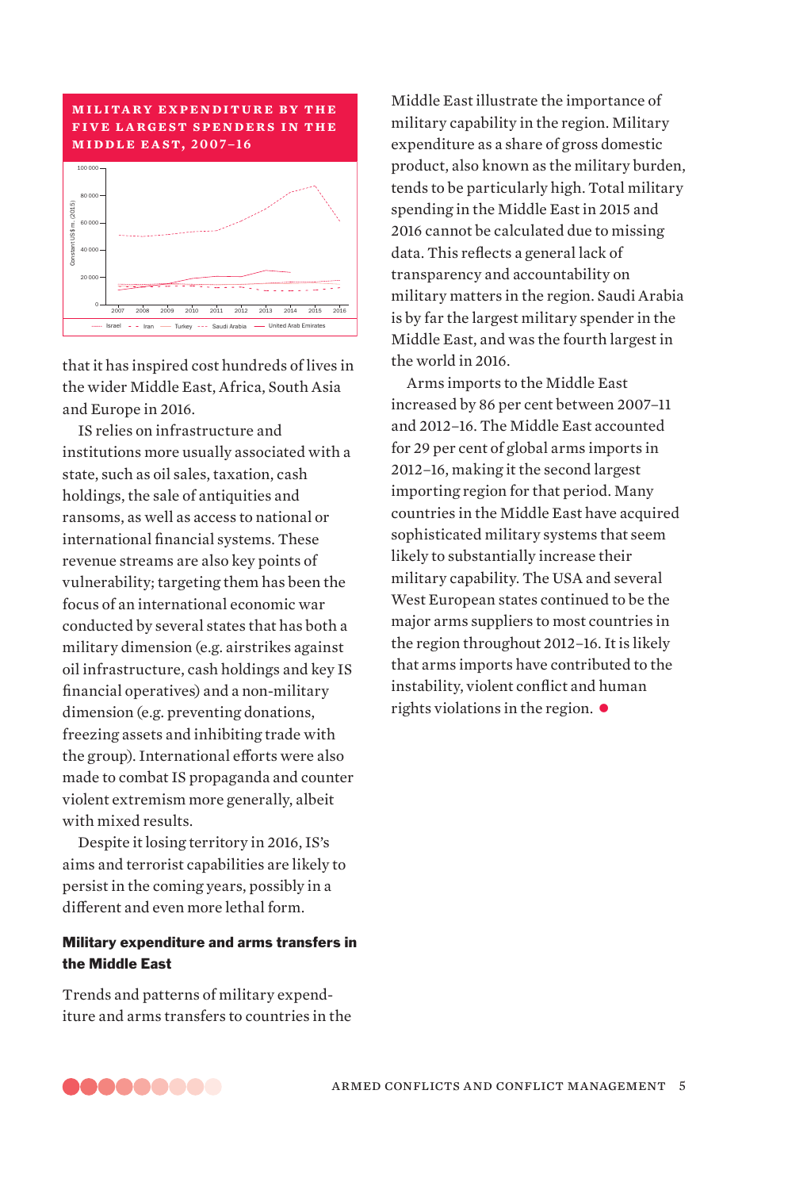**MILITARY EXPENDITURE BY THE FIVE LARGEST SPENDERS IN THE MIDDLE EAST, 2007–16**

that it has inspired cost hundreds of lives in the wider Middle East, Africa, South Asia and Europe in 2016.

IS relies on infrastructure and institutions more usually associated with a state, such as oil sales, taxation, cash holdings, the sale of antiquities and ransoms, as well as access to national or international financial systems. These revenue streams are also key points of vulnerability; targeting them has been the focus of an international economic war conducted by several states that has both a military dimension (e.g. airstrikes against oil infrastructure, cash holdings and key IS financial operatives) and a non-military dimension (e.g. preventing donations, freezing assets and inhibiting trade with the group). International efforts were also made to combat IS propaganda and counter violent extremism more generally, albeit with mixed results.

Despite it losing territory in 2016, IS's aims and terrorist capabilities are likely to persist in the coming years, possibly in a different and even more lethal form.

### Military expenditure and arms transfers in the Middle East

Trends and patterns of military expenditure and arms transfers to countries in the Middle East illustrate the importance of military capability in the region. Military expenditure as a share of gross domestic product, also known as the military burden, tends to be particularly high. Total military spending in the Middle East in 2015 and 2016 cannot be calculated due to missing data. This reflects a general lack of transparency and accountability on military matters in the region. Saudi Arabia is by far the largest military spender in the Middle East, and was the fourth largest in the world in 2016.

Arms imports to the Middle East increased by 86 per cent between 2007–11 and 2012–16. The Middle East accounted for 29 per cent of global arms imports in 2012–16, making it the second largest importing region for that period. Many countries in the Middle East have acquired sophisticated military systems that seem likely to substantially increase their military capability. The USA and several West European states continued to be the major arms suppliers to most countries in the region throughout 2012–16. It is likely that arms imports have contributed to the instability, violent conflict and human rights violations in the region. ●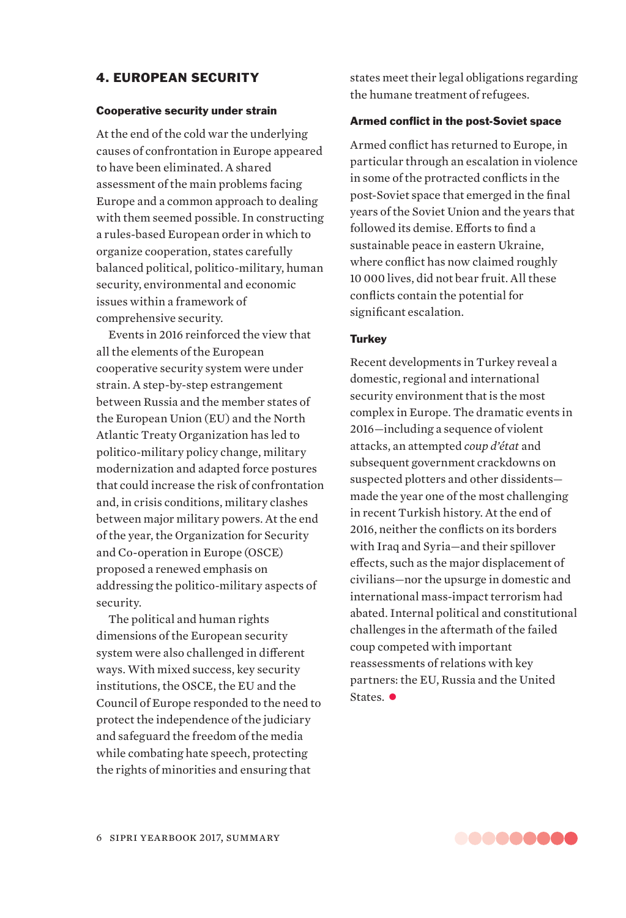## 4. EUROPEAN SECURITY

### Cooperative security under strain

At the end of the cold war the underlying causes of confrontation in Europe appeared to have been eliminated. A shared assessment of the main problems facing Europe and a common approach to dealing with them seemed possible. In constructing a rules-based European order in which to organize cooperation, states carefully balanced political, politico-military, human security, environmental and economic issues within a framework of comprehensive security.

Events in 2016 reinforced the view that all the elements of the European cooperative security system were under strain. A step-by-step estrangement between Russia and the member states of the European Union (EU) and the North Atlantic Treaty Organization has led to politico-military policy change, military modernization and adapted force postures that could increase the risk of confrontation and, in crisis conditions, military clashes between major military powers. At the end of the year, the Organization for Security and Co-operation in Europe (OSCE) proposed a renewed emphasis on addressing the politico-military aspects of security.

The political and human rights dimensions of the European security system were also challenged in different ways. With mixed success, key security institutions, the OSCE, the EU and the Council of Europe responded to the need to protect the independence of the judiciary and safeguard the freedom of the media while combating hate speech, protecting the rights of minorities and ensuring that states meet their legal obligations regarding the humane treatment of refugees.

### Armed conflict in the post-Soviet space

Armed conflict has returned to Europe, in particular through an escalation in violence in some of the protracted conflicts in the post-Soviet space that emerged in the final years of the Soviet Union and the years that followed its demise. Efforts to find a sustainable peace in eastern Ukraine, where conflict has now claimed roughly 10 000 lives, did not bear fruit. All these conflicts contain the potential for significant escalation.

### Turkey

Recent developments in Turkey reveal a domestic, regional and international security environment that is the most complex in Europe. The dramatic events in 2016—including a sequence of violent attacks, an attempted *coup d'état* and subsequent government crackdowns on suspected plotters and other dissidents—made the year one of the most challenging in recent Turkish history. At the end of 2016, neither the conflicts on its borders with Iraq and Syria—and their spillover effects, such as the major displacement of civilians—nor the upsurge in domestic and international mass-impact terrorism had abated. Internal political and constitutional challenges in the aftermath of the failed coup competed with important reassessments of relations with key partners: the EU, Russia and the United States.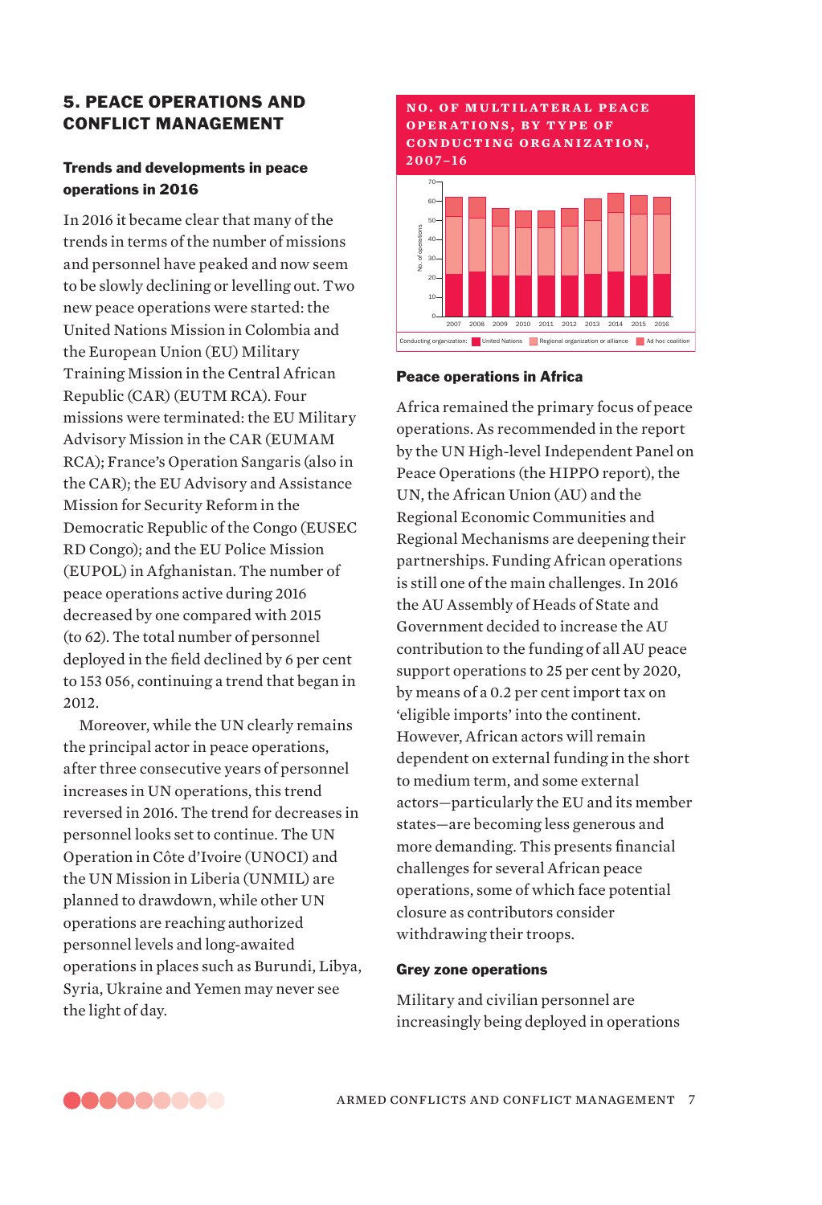## 5. PEACE OPERATIONS AND CONFLICT MANAGEMENT

### Trends and developments in peace operations in 2016

In 2016 it became clear that many of the trends in terms of the number of missions and personnel have peaked and now seem to be slowly declining or levelling out. Two new peace operations were started: the United Nations Mission in Colombia and the European Union (EU) Military Training Mission in the Central African Republic (CAR) (EUTM RCA). Four missions were terminated: the EU Military Advisory Mission in the CAR (EUMAM RCA); France's Operation Sangaris (also in the CAR); the EU Advisory and Assistance Mission for Security Reform in the Democratic Republic of the Congo (EUSEC RD Congo); and the EU Police Mission (EUPOL) in Afghanistan. The number of peace operations active during 2016 decreased by one compared with 2015 (to 62). The total number of personnel deployed in the field declined by 6 per cent to 153 056, continuing a trend that began in 2012.

Moreover, while the UN clearly remains the principal actor in peace operations, after three consecutive years of personnel increases in UN operations, this trend reversed in 2016. The trend for decreases in personnel looks set to continue. The UN Operation in Côte d'Ivoire (UNOCI) and the UN Mission in Liberia (UNMIL) are planned to drawdown, while other UN operations are reaching authorized personnel levels and long-awaited operations in places such as Burundi, Libya, Syria, Ukraine and Yemen may never see the light of day.

**NO. OF MULTILATERAL PEACE OPERATIONS, BY TYPE OF CONDUCTING ORGANIZATION, 2007–16**

Conducting organization: United Nations; Regional organization or alliance; Ad hoc coalition

### Peace operations in Africa

Africa remained the primary focus of peace operations. As recommended in the report by the UN High-level Independent Panel on Peace Operations (the HIPPO report), the UN, the African Union (AU) and the Regional Economic Communities and Regional Mechanisms are deepening their partnerships. Funding African operations is still one of the main challenges. In 2016 the AU Assembly of Heads of State and Government decided to increase the AU contribution to the funding of all AU peace support operations to 25 per cent by 2020, by means of a 0.2 per cent import tax on 'eligible imports' into the continent. However, African actors will remain dependent on external funding in the short to medium term, and some external actors—particularly the EU and its member states—are becoming less generous and more demanding. This presents financial challenges for several African peace operations, some of which face potential closure as contributors consider withdrawing their troops.

### Grey zone operations

Military and civilian personnel are increasingly being deployed in operations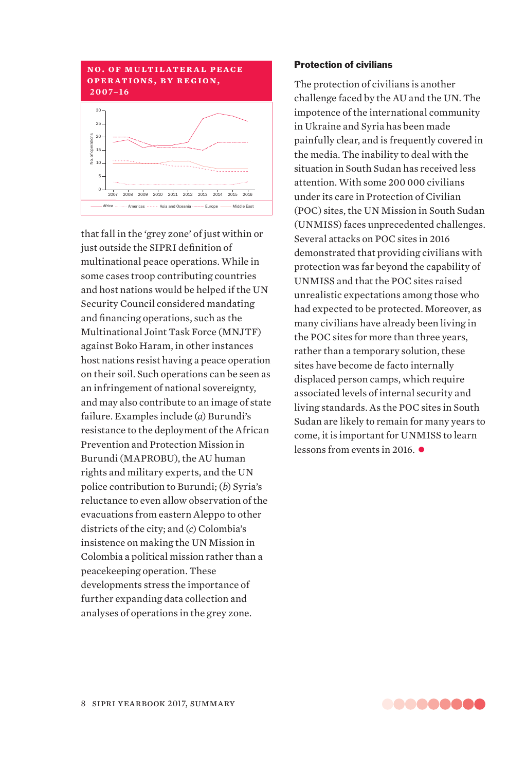**NO. OF MULTILATERAL PEACE OPERATIONS, BY REGION, 2007–16**

that fall in the 'grey zone' of just within or just outside the SIPRI definition of multinational peace operations. While in some cases troop contributing countries and host nations would be helped if the UN Security Council considered mandating and financing operations, such as the Multinational Joint Task Force (MNJTF) against Boko Haram, in other instances host nations resist having a peace operation on their soil. Such operations can be seen as an infringement of national sovereignty, and may also contribute to an image of state failure. Examples include (*a*) Burundi's resistance to the deployment of the African Prevention and Protection Mission in Burundi (MAPROBU), the AU human rights and military experts, and the UN police contribution to Burundi; (*b*) Syria's reluctance to even allow observation of the evacuations from eastern Aleppo to other districts of the city; and (*c*) Colombia's insistence on making the UN Mission in Colombia a political mission rather than a peacekeeping operation. These developments stress the importance of further expanding data collection and analyses of operations in the grey zone.

### Protection of civilians

The protection of civilians is another challenge faced by the AU and the UN. The impotence of the international community in Ukraine and Syria has been made painfully clear, and is frequently covered in the media. The inability to deal with the situation in South Sudan has received less attention. With some 200 000 civilians under its care in Protection of Civilian (POC) sites, the UN Mission in South Sudan (UNMISS) faces unprecedented challenges. Several attacks on POC sites in 2016 demonstrated that providing civilians with protection was far beyond the capability of UNMISS and that the POC sites raised unrealistic expectations among those who had expected to be protected. Moreover, as many civilians have already been living in the POC sites for more than three years, rather than a temporary solution, these sites have become de facto internally displaced person camps, which require associated levels of internal security and living standards. As the POC sites in South Sudan are likely to remain for many years to come, it is important for UNMISS to learn lessons from events in 2016.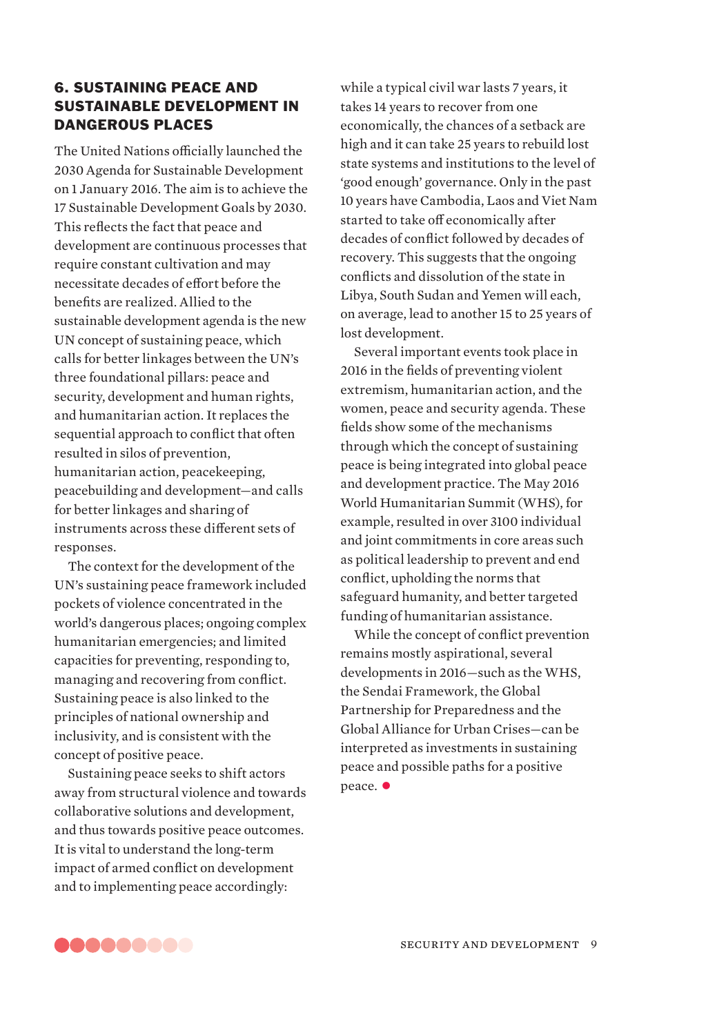## 6. SUSTAINING PEACE AND SUSTAINABLE DEVELOPMENT IN DANGEROUS PLACES

The United Nations officially launched the 2030 Agenda for Sustainable Development on 1 January 2016. The aim is to achieve the 17 Sustainable Development Goals by 2030. This reflects the fact that peace and development are continuous processes that require constant cultivation and may necessitate decades of effort before the benefits are realized. Allied to the sustainable development agenda is the new UN concept of sustaining peace, which calls for better linkages between the UN's three foundational pillars: peace and security, development and human rights, and humanitarian action. It replaces the sequential approach to conflict that often resulted in silos of prevention, humanitarian action, peacekeeping, peacebuilding and development—and calls for better linkages and sharing of instruments across these different sets of responses.

The context for the development of the UN's sustaining peace framework included pockets of violence concentrated in the world's dangerous places; ongoing complex humanitarian emergencies; and limited capacities for preventing, responding to, managing and recovering from conflict. Sustaining peace is also linked to the principles of national ownership and inclusivity, and is consistent with the concept of positive peace.

Sustaining peace seeks to shift actors away from structural violence and towards collaborative solutions and development, and thus towards positive peace outcomes. It is vital to understand the long-term impact of armed conflict on development and to implementing peace accordingly: while a typical civil war lasts 7 years, it takes 14 years to recover from one economically, the chances of a setback are high and it can take 25 years to rebuild lost state systems and institutions to the level of 'good enough' governance. Only in the past 10 years have Cambodia, Laos and Viet Nam started to take off economically after decades of conflict followed by decades of recovery. This suggests that the ongoing conflicts and dissolution of the state in Libya, South Sudan and Yemen will each, on average, lead to another 15 to 25 years of lost development.

Several important events took place in 2016 in the fields of preventing violent extremism, humanitarian action, and the women, peace and security agenda. These fields show some of the mechanisms through which the concept of sustaining peace is being integrated into global peace and development practice. The May 2016 World Humanitarian Summit (WHS), for example, resulted in over 3100 individual and joint commitments in core areas such as political leadership to prevent and end conflict, upholding the norms that safeguard humanity, and better targeted funding of humanitarian assistance.

While the concept of conflict prevention remains mostly aspirational, several developments in 2016—such as the WHS, the Sendai Framework, the Global Partnership for Preparedness and the Global Alliance for Urban Crises—can be interpreted as investments in sustaining peace and possible paths for a positive peace.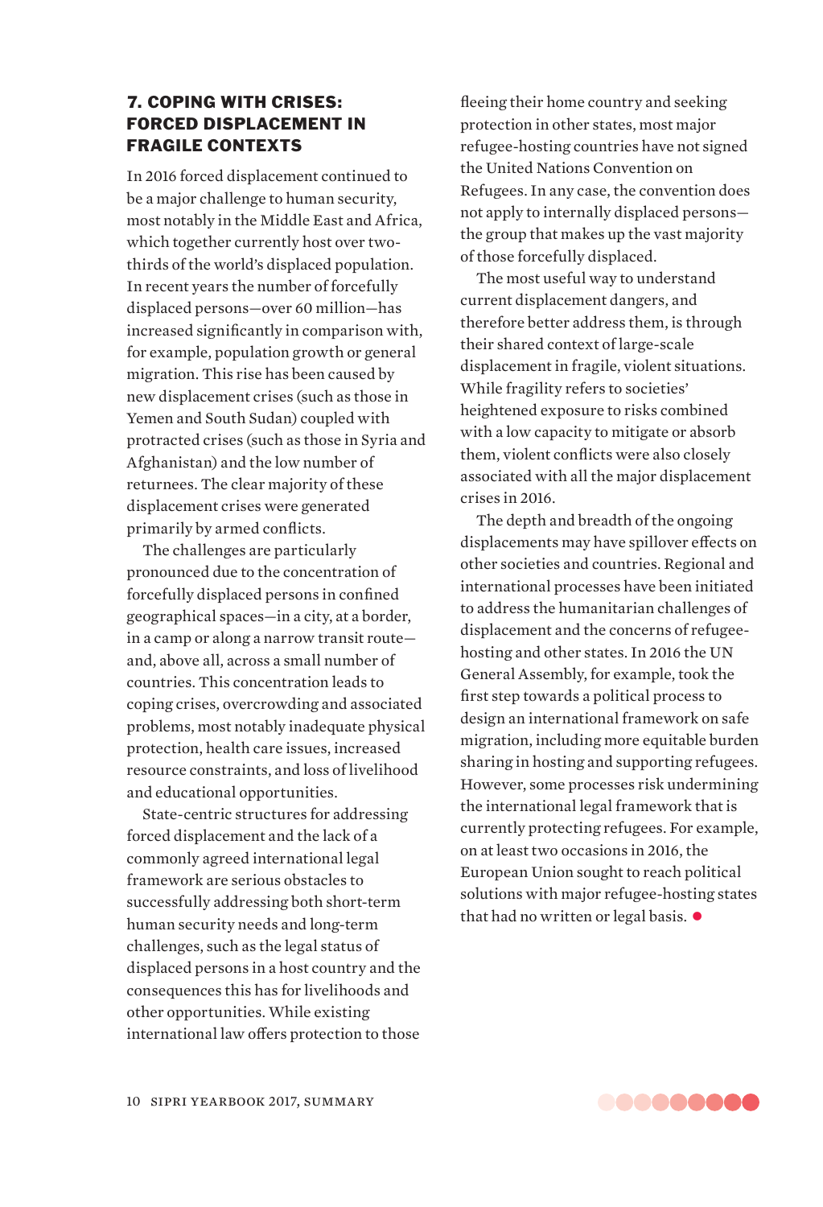## 7. COPING WITH CRISES: FORCED DISPLACEMENT IN FRAGILE CONTEXTS

In 2016 forced displacement continued to be a major challenge to human security, most notably in the Middle East and Africa, which together currently host over two-thirds of the world's displaced population. In recent years the number of forcefully displaced persons—over 60 million—has increased significantly in comparison with, for example, population growth or general migration. This rise has been caused by new displacement crises (such as those in Yemen and South Sudan) coupled with protracted crises (such as those in Syria and Afghanistan) and the low number of returnees. The clear majority of these displacement crises were generated primarily by armed conflicts.

The challenges are particularly pronounced due to the concentration of forcefully displaced persons in confined geographical spaces—in a city, at a border, in a camp or along a narrow transit route—and, above all, across a small number of countries. This concentration leads to coping crises, overcrowding and associated problems, most notably inadequate physical protection, health care issues, increased resource constraints, and loss of livelihood and educational opportunities.

State-centric structures for addressing forced displacement and the lack of a commonly agreed international legal framework are serious obstacles to successfully addressing both short-term human security needs and long-term challenges, such as the legal status of displaced persons in a host country and the consequences this has for livelihoods and other opportunities. While existing international law offers protection to those fleeing their home country and seeking protection in other states, most major refugee-hosting countries have not signed the United Nations Convention on Refugees. In any case, the convention does not apply to internally displaced persons—the group that makes up the vast majority of those forcefully displaced.

The most useful way to understand current displacement dangers, and therefore better address them, is through their shared context of large-scale displacement in fragile, violent situations. While fragility refers to societies' heightened exposure to risks combined with a low capacity to mitigate or absorb them, violent conflicts were also closely associated with all the major displacement crises in 2016.

The depth and breadth of the ongoing displacements may have spillover effects on other societies and countries. Regional and international processes have been initiated to address the humanitarian challenges of displacement and the concerns of refugee-hosting and other states. In 2016 the UN General Assembly, for example, took the first step towards a political process to design an international framework on safe migration, including more equitable burden sharing in hosting and supporting refugees. However, some processes risk undermining the international legal framework that is currently protecting refugees. For example, on at least two occasions in 2016, the European Union sought to reach political solutions with major refugee-hosting states that had no written or legal basis. ●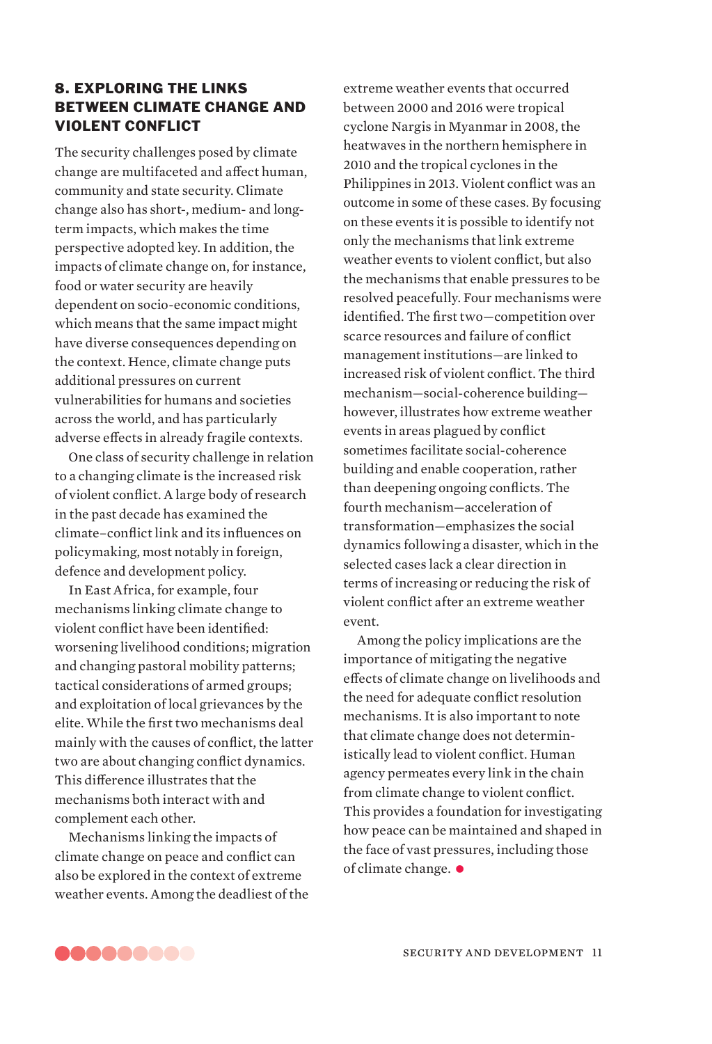## 8. EXPLORING THE LINKS BETWEEN CLIMATE CHANGE AND VIOLENT CONFLICT

The security challenges posed by climate change are multifaceted and affect human, community and state security. Climate change also has short-, medium- and long-term impacts, which makes the time perspective adopted key. In addition, the impacts of climate change on, for instance, food or water security are heavily dependent on socio-economic conditions, which means that the same impact might have diverse consequences depending on the context. Hence, climate change puts additional pressures on current vulnerabilities for humans and societies across the world, and has particularly adverse effects in already fragile contexts.

One class of security challenge in relation to a changing climate is the increased risk of violent conflict. A large body of research in the past decade has examined the climate–conflict link and its influences on policymaking, most notably in foreign, defence and development policy.

In East Africa, for example, four mechanisms linking climate change to violent conflict have been identified: worsening livelihood conditions; migration and changing pastoral mobility patterns; tactical considerations of armed groups; and exploitation of local grievances by the elite. While the first two mechanisms deal mainly with the causes of conflict, the latter two are about changing conflict dynamics. This difference illustrates that the mechanisms both interact with and complement each other.

Mechanisms linking the impacts of climate change on peace and conflict can also be explored in the context of extreme weather events. Among the deadliest of the extreme weather events that occurred between 2000 and 2016 were tropical cyclone Nargis in Myanmar in 2008, the heatwaves in the northern hemisphere in 2010 and the tropical cyclones in the Philippines in 2013. Violent conflict was an outcome in some of these cases. By focusing on these events it is possible to identify not only the mechanisms that link extreme weather events to violent conflict, but also the mechanisms that enable pressures to be resolved peacefully. Four mechanisms were identified. The first two—competition over scarce resources and failure of conflict management institutions—are linked to increased risk of violent conflict. The third mechanism—social-coherence building—however, illustrates how extreme weather events in areas plagued by conflict sometimes facilitate social-coherence building and enable cooperation, rather than deepening ongoing conflicts. The fourth mechanism—acceleration of transformation—emphasizes the social dynamics following a disaster, which in the selected cases lack a clear direction in terms of increasing or reducing the risk of violent conflict after an extreme weather event.

Among the policy implications are the importance of mitigating the negative effects of climate change on livelihoods and the need for adequate conflict resolution mechanisms. It is also important to note that climate change does not deterministically lead to violent conflict. Human agency permeates every link in the chain from climate change to violent conflict. This provides a foundation for investigating how peace can be maintained and shaped in the face of vast pressures, including those of climate change.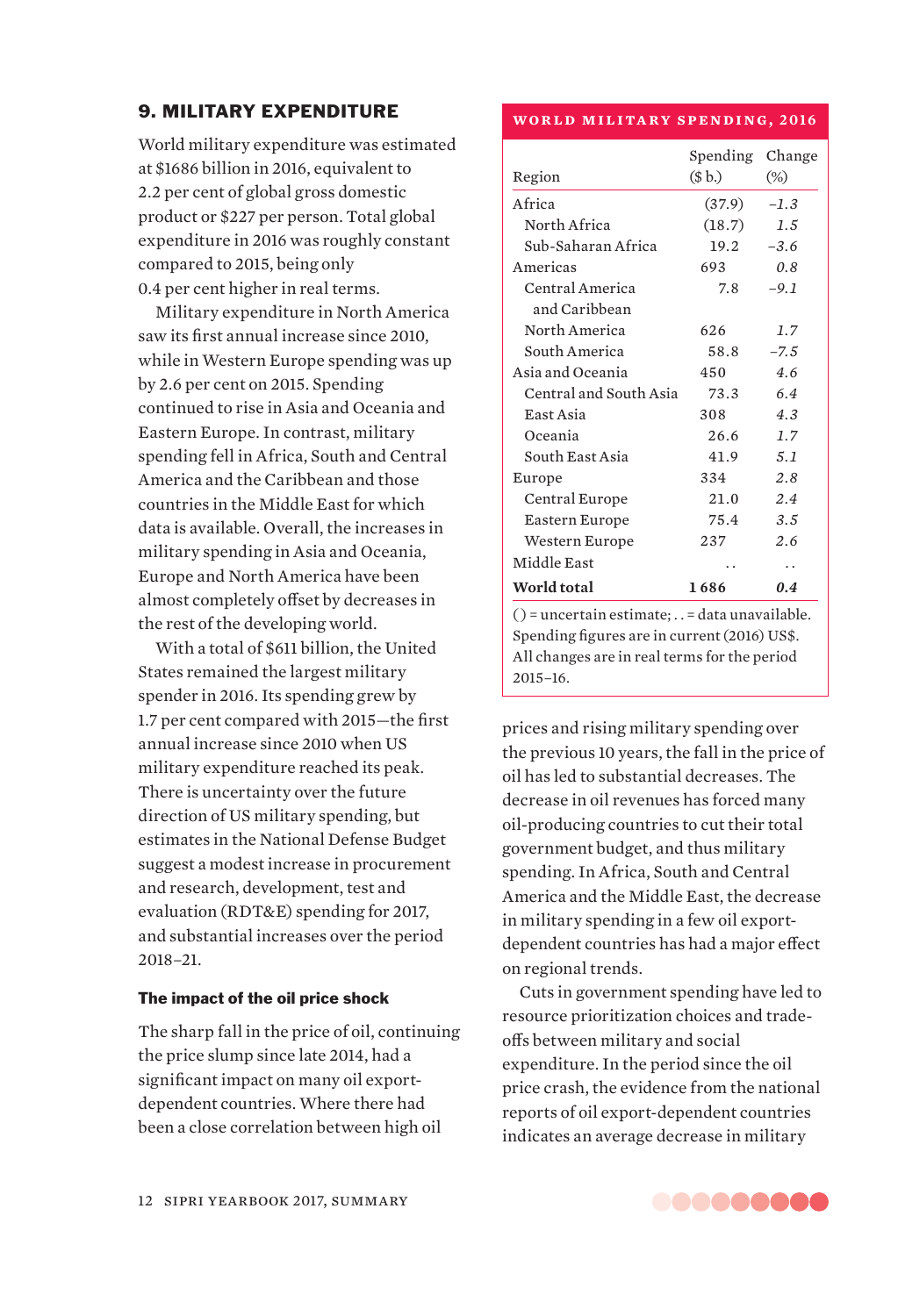## 9. MILITARY EXPENDITURE

World military expenditure was estimated at $1686 billion in 2016, equivalent to 2.2 per cent of global gross domestic product or $227 per person. Total global expenditure in 2016 was roughly constant compared to 2015, being only 0.4 per cent higher in real terms.

Military expenditure in North America saw its first annual increase since 2010, while in Western Europe spending was up by 2.6 per cent on 2015. Spending continued to rise in Asia and Oceania and Eastern Europe. In contrast, military spending fell in Africa, South and Central America and the Caribbean and those countries in the Middle East for which data is available. Overall, the increases in military spending in Asia and Oceania, Europe and North America have been almost completely offset by decreases in the rest of the developing world.

With a total of $611 billion, the United States remained the largest military spender in 2016. Its spending grew by 1.7 per cent compared with 2015—the first annual increase since 2010 when US military expenditure reached its peak. There is uncertainty over the future direction of US military spending, but estimates in the National Defense Budget suggest a modest increase in procurement and research, development, test and evaluation (RDT&E) spending for 2017, and substantial increases over the period 2018–21.

**WORLD MILITARY SPENDING, 2016**

| Region | Spending ($ b.) | Change (%) |
|---|---|---|
| Africa | (37.9) | *–1.3* |
| North Africa | (18.7) | *1.5* |
| Sub-Saharan Africa | 19.2 | *–3.6* |
| Americas | 693 | *0.8* |
| Central America and Caribbean | 7.8 | *–9.1* |
| North America | 626 | *1.7* |
| South America | 58.8 | *–7.5* |
| Asia and Oceania | 450 | *4.6* |
| Central and South Asia | 73.3 | *6.4* |
| East Asia | 308 | *4.3* |
| Oceania | 26.6 | *1.7* |
| South East Asia | 41.9 | *5.1* |
| Europe | 334 | *2.8* |
| Central Europe | 21.0 | *2.4* |
| Eastern Europe | 75.4 | *3.5* |
| Western Europe | 237 | *2.6* |
| Middle East | . . | . . |
| **World total** | **1 686** | ***0.4*** |

() = uncertain estimate; . . = data unavailable. Spending figures are in current (2016) US$. All changes are in real terms for the period 2015–16.

### The impact of the oil price shock

The sharp fall in the price of oil, continuing the price slump since late 2014, had a significant impact on many oil export-dependent countries. Where there had been a close correlation between high oil prices and rising military spending over the previous 10 years, the fall in the price of oil has led to substantial decreases. The decrease in oil revenues has forced many oil-producing countries to cut their total government budget, and thus military spending. In Africa, South and Central America and the Middle East, the decrease in military spending in a few oil export-dependent countries has had a major effect on regional trends.

Cuts in government spending have led to resource prioritization choices and trade-offs between military and social expenditure. In the period since the oil price crash, the evidence from the national reports of oil export-dependent countries indicates an average decrease in military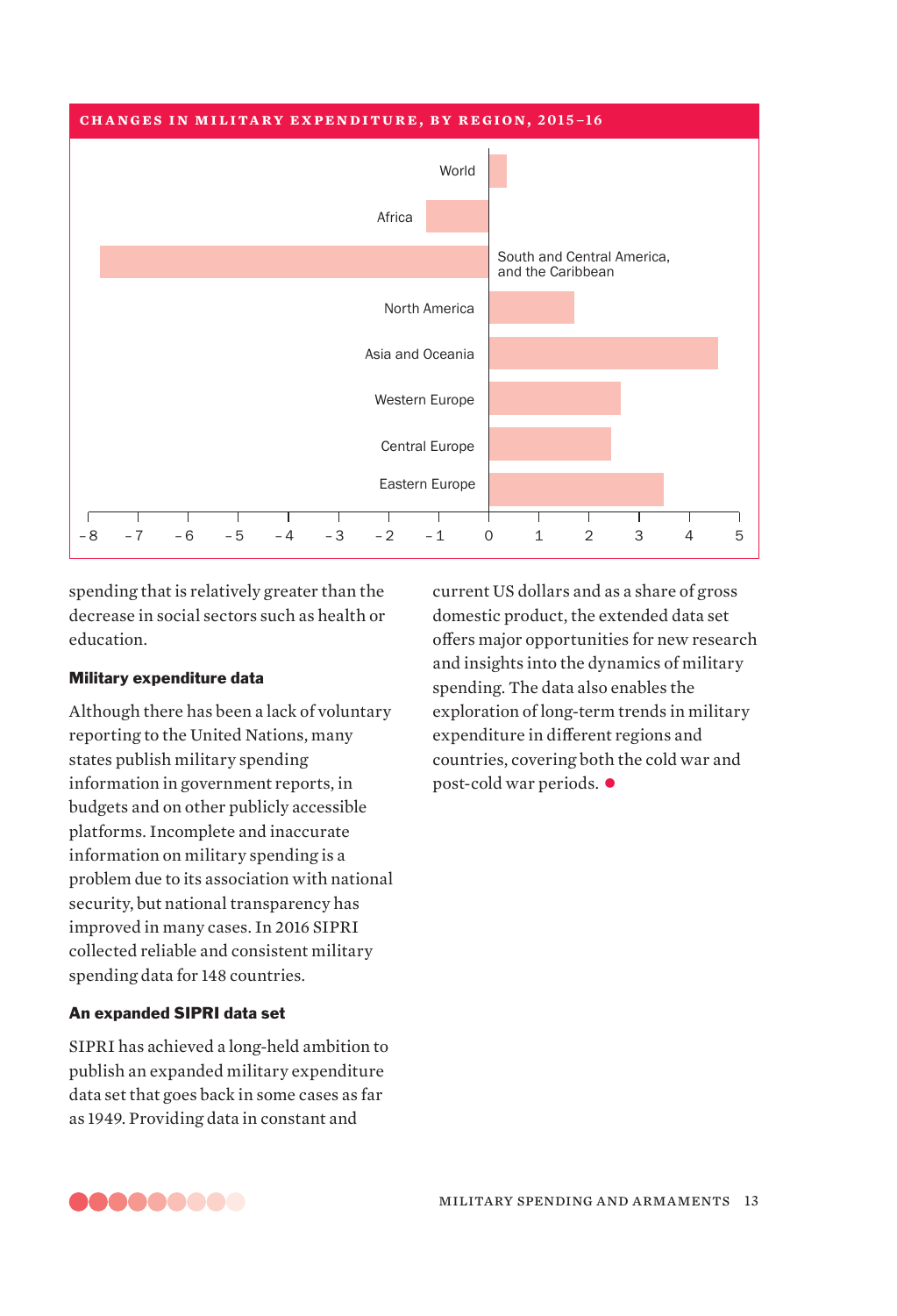**CHANGES IN MILITARY EXPENDITURE, BY REGION, 2015–16**

World

Africa

South and Central America, and the Caribbean

North America

Asia and Oceania

Western Europe

Central Europe

Eastern Europe

−8 −7 −6 −5 −4 −3 −2 −1 0 1 2 3 4 5

spending that is relatively greater than the decrease in social sectors such as health or education.

### Military expenditure data

Although there has been a lack of voluntary reporting to the United Nations, many states publish military spending information in government reports, in budgets and on other publicly accessible platforms. Incomplete and inaccurate information on military spending is a problem due to its association with national security, but national transparency has improved in many cases. In 2016 SIPRI collected reliable and consistent military spending data for 148 countries.

### An expanded SIPRI data set

SIPRI has achieved a long-held ambition to publish an expanded military expenditure data set that goes back in some cases as far as 1949. Providing data in constant and current US dollars and as a share of gross domestic product, the extended data set offers major opportunities for new research and insights into the dynamics of military spending. The data also enables the exploration of long-term trends in military expenditure in different regions and countries, covering both the cold war and post-cold war periods. ●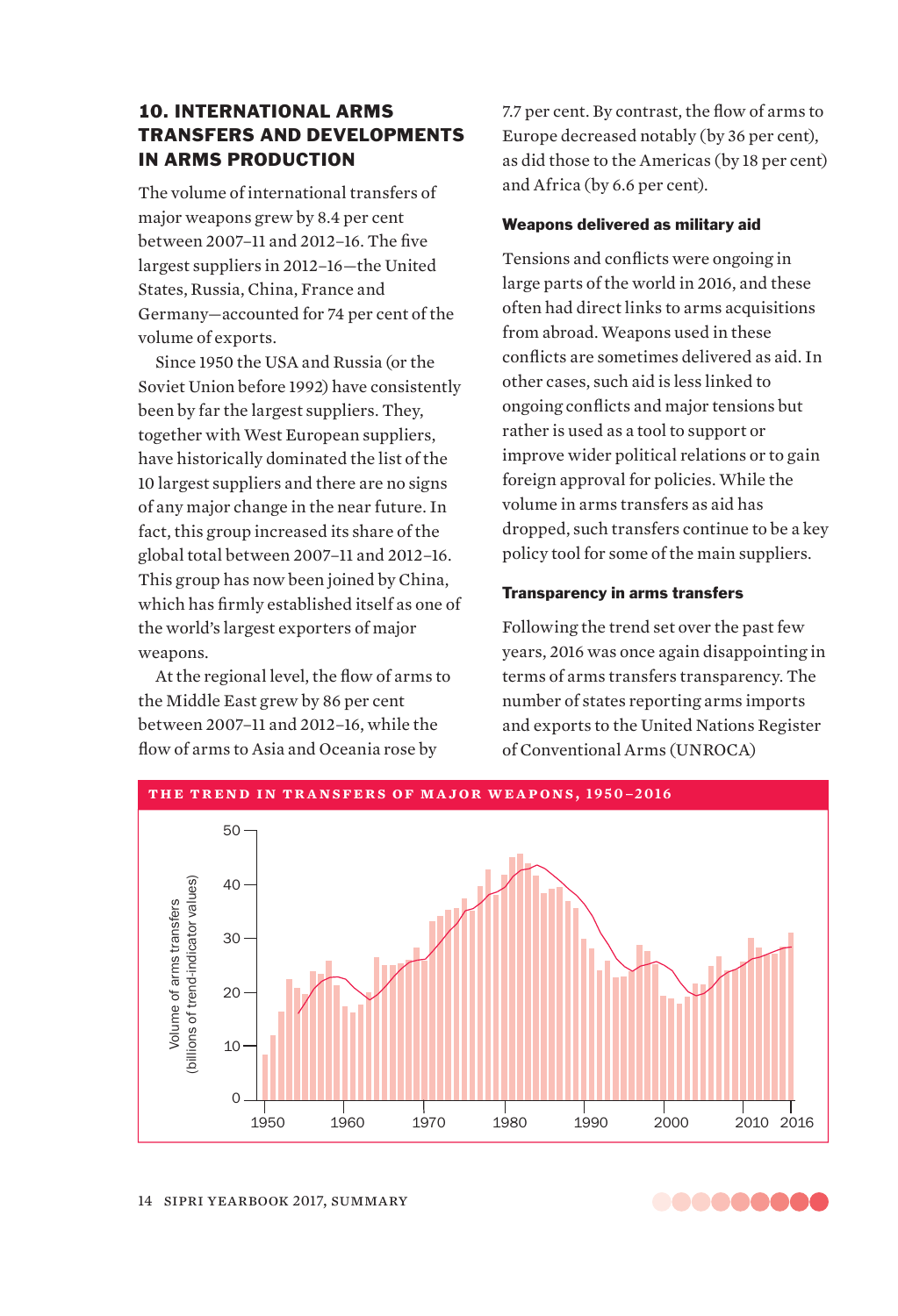## 10. INTERNATIONAL ARMS TRANSFERS AND DEVELOPMENTS IN ARMS PRODUCTION

The volume of international transfers of major weapons grew by 8.4 per cent between 2007–11 and 2012–16. The five largest suppliers in 2012–16—the United States, Russia, China, France and Germany—accounted for 74 per cent of the volume of exports.

Since 1950 the USA and Russia (or the Soviet Union before 1992) have consistently been by far the largest suppliers. They, together with West European suppliers, have historically dominated the list of the 10 largest suppliers and there are no signs of any major change in the near future. In fact, this group increased its share of the global total between 2007–11 and 2012–16. This group has now been joined by China, which has firmly established itself as one of the world's largest exporters of major weapons.

At the regional level, the flow of arms to the Middle East grew by 86 per cent between 2007–11 and 2012–16, while the flow of arms to Asia and Oceania rose by 7.7 per cent. By contrast, the flow of arms to Europe decreased notably (by 36 per cent), as did those to the Americas (by 18 per cent) and Africa (by 6.6 per cent).

### Weapons delivered as military aid

Tensions and conflicts were ongoing in large parts of the world in 2016, and these often had direct links to arms acquisitions from abroad. Weapons used in these conflicts are sometimes delivered as aid. In other cases, such aid is less linked to ongoing conflicts and major tensions but rather is used as a tool to support or improve wider political relations or to gain foreign approval for policies. While the volume in arms transfers as aid has dropped, such transfers continue to be a key policy tool for some of the main suppliers.

### Transparency in arms transfers

Following the trend set over the past few years, 2016 was once again disappointing in terms of arms transfers transparency. The number of states reporting arms imports and exports to the United Nations Register of Conventional Arms (UNROCA)

**THE TREND IN TRANSFERS OF MAJOR WEAPONS, 1950–2016**

[Bar chart: Volume of arms transfers (billions of trend-indicator values), y-axis 0–50, x-axis 1950–2016, with bars for annual values and a line showing the trend]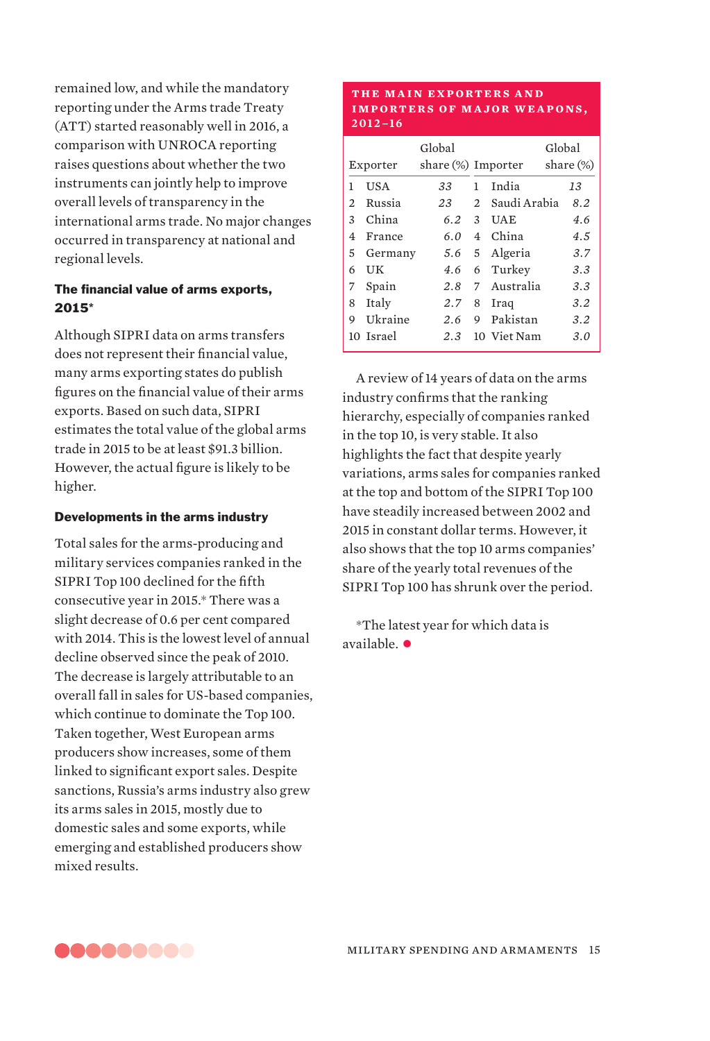remained low, and while the mandatory reporting under the Arms trade Treaty (ATT) started reasonably well in 2016, a comparison with UNROCA reporting raises questions about whether the two instruments can jointly help to improve overall levels of transparency in the international arms trade. No major changes occurred in transparency at national and regional levels.

### The financial value of arms exports, 2015*

Although SIPRI data on arms transfers does not represent their financial value, many arms exporting states do publish figures on the financial value of their arms exports. Based on such data, SIPRI estimates the total value of the global arms trade in 2015 to be at least $91.3 billion. However, the actual figure is likely to be higher.

### Developments in the arms industry

Total sales for the arms-producing and military services companies ranked in the SIPRI Top 100 declined for the fifth consecutive year in 2015.* There was a slight decrease of 0.6 per cent compared with 2014. This is the lowest level of annual decline observed since the peak of 2010. The decrease is largely attributable to an overall fall in sales for US-based companies, which continue to dominate the Top 100. Taken together, West European arms producers show increases, some of them linked to significant export sales. Despite sanctions, Russia's arms industry also grew its arms sales in 2015, mostly due to domestic sales and some exports, while emerging and established producers show mixed results.

**THE MAIN EXPORTERS AND IMPORTERS OF MAJOR WEAPONS, 2012–16**

| | Exporter | Global share (%) | | Importer | Global share (%) |
|---|---|---|---|---|---|
| 1 | USA | 33 | 1 | India | 13 |
| 2 | Russia | 23 | 2 | Saudi Arabia | 8.2 |
| 3 | China | 6.2 | 3 | UAE | 4.6 |
| 4 | France | 6.0 | 4 | China | 4.5 |
| 5 | Germany | 5.6 | 5 | Algeria | 3.7 |
| 6 | UK | 4.6 | 6 | Turkey | 3.3 |
| 7 | Spain | 2.8 | 7 | Australia | 3.3 |
| 8 | Italy | 2.7 | 8 | Iraq | 3.2 |
| 9 | Ukraine | 2.6 | 9 | Pakistan | 3.2 |
| 10 | Israel | 2.3 | 10 | Viet Nam | 3.0 |

A review of 14 years of data on the arms industry confirms that the ranking hierarchy, especially of companies ranked in the top 10, is very stable. It also highlights the fact that despite yearly variations, arms sales for companies ranked at the top and bottom of the SIPRI Top 100 have steadily increased between 2002 and 2015 in constant dollar terms. However, it also shows that the top 10 arms companies' share of the yearly total revenues of the SIPRI Top 100 has shrunk over the period.

*The latest year for which data is available. ●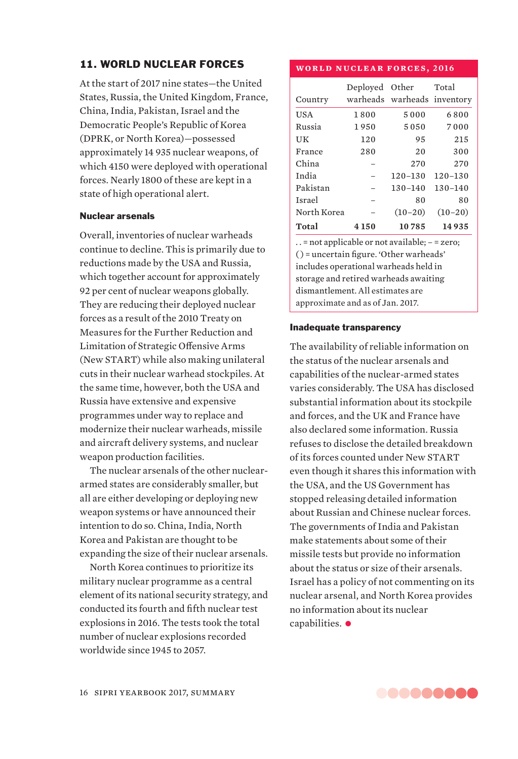## 11. WORLD NUCLEAR FORCES

At the start of 2017 nine states—the United States, Russia, the United Kingdom, France, China, India, Pakistan, Israel and the Democratic People's Republic of Korea (DPRK, or North Korea)—possessed approximately 14 935 nuclear weapons, of which 4150 were deployed with operational forces. Nearly 1800 of these are kept in a state of high operational alert.

### Nuclear arsenals

Overall, inventories of nuclear warheads continue to decline. This is primarily due to reductions made by the USA and Russia, which together account for approximately 92 per cent of nuclear weapons globally. They are reducing their deployed nuclear forces as a result of the 2010 Treaty on Measures for the Further Reduction and Limitation of Strategic Offensive Arms (New START) while also making unilateral cuts in their nuclear warhead stockpiles. At the same time, however, both the USA and Russia have extensive and expensive programmes under way to replace and modernize their nuclear warheads, missile and aircraft delivery systems, and nuclear weapon production facilities.

The nuclear arsenals of the other nuclear-armed states are considerably smaller, but all are either developing or deploying new weapon systems or have announced their intention to do so. China, India, North Korea and Pakistan are thought to be expanding the size of their nuclear arsenals.

North Korea continues to prioritize its military nuclear programme as a central element of its national security strategy, and conducted its fourth and fifth nuclear test explosions in 2016. The tests took the total number of nuclear explosions recorded worldwide since 1945 to 2057.

**WORLD NUCLEAR FORCES, 2016**

| Country | Deployed warheads | Other warheads | Total inventory |
|---|---|---|---|
| USA | 1 800 | 5 000 | 6 800 |
| Russia | 1 950 | 5 050 | 7 000 |
| UK | 120 | 95 | 215 |
| France | 280 | 20 | 300 |
| China | – | 270 | 270 |
| India | – | 120–130 | 120–130 |
| Pakistan | – | 130–140 | 130–140 |
| Israel | – | 80 | 80 |
| North Korea | – | (10–20) | (10–20) |
| **Total** | **4 150** | **10 785** | **14 935** |

. . = not applicable or not available; – = zero; ( ) = uncertain figure. 'Other warheads' includes operational warheads held in storage and retired warheads awaiting dismantlement. All estimates are approximate and as of Jan. 2017.

### Inadequate transparency

The availability of reliable information on the status of the nuclear arsenals and capabilities of the nuclear-armed states varies considerably. The USA has disclosed substantial information about its stockpile and forces, and the UK and France have also declared some information. Russia refuses to disclose the detailed breakdown of its forces counted under New START even though it shares this information with the USA, and the US Government has stopped releasing detailed information about Russian and Chinese nuclear forces. The governments of India and Pakistan make statements about some of their missile tests but provide no information about the status or size of their arsenals. Israel has a policy of not commenting on its nuclear arsenal, and North Korea provides no information about its nuclear capabilities.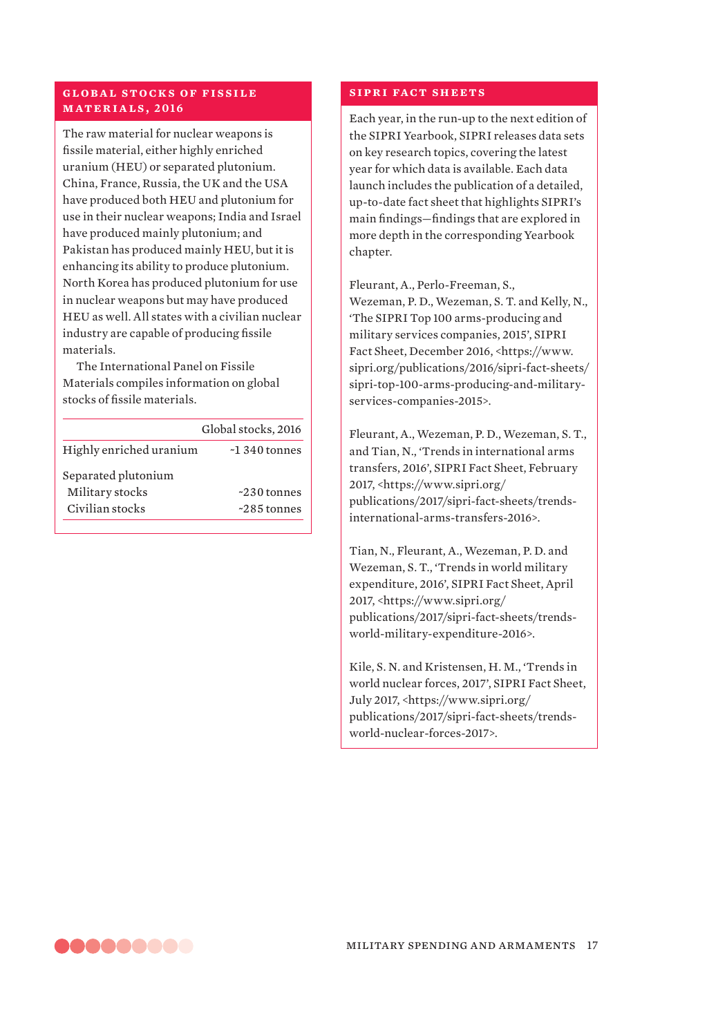## GLOBAL STOCKS OF FISSILE MATERIALS, 2016

The raw material for nuclear weapons is fissile material, either highly enriched uranium (HEU) or separated plutonium. China, France, Russia, the UK and the USA have produced both HEU and plutonium for use in their nuclear weapons; India and Israel have produced mainly plutonium; and Pakistan has produced mainly HEU, but it is enhancing its ability to produce plutonium. North Korea has produced plutonium for use in nuclear weapons but may have produced HEU as well. All states with a civilian nuclear industry are capable of producing fissile materials.

The International Panel on Fissile Materials compiles information on global stocks of fissile materials.

| | Global stocks, 2016 |
|---|---|
| Highly enriched uranium | ~1 340 tonnes |
| Separated plutonium | |
| Military stocks | ~230 tonnes |
| Civilian stocks | ~285 tonnes |

## SIPRI FACT SHEETS

Each year, in the run-up to the next edition of the SIPRI Yearbook, SIPRI releases data sets on key research topics, covering the latest year for which data is available. Each data launch includes the publication of a detailed, up-to-date fact sheet that highlights SIPRI's main findings—findings that are explored in more depth in the corresponding Yearbook chapter.

Fleurant, A., Perlo-Freeman, S., Wezeman, P. D., Wezeman, S. T. and Kelly, N., 'The SIPRI Top 100 arms-producing and military services companies, 2015', SIPRI Fact Sheet, December 2016, <https://www.sipri.org/publications/2016/sipri-fact-sheets/sipri-top-100-arms-producing-and-military-services-companies-2015>.

Fleurant, A., Wezeman, P. D., Wezeman, S. T., and Tian, N., 'Trends in international arms transfers, 2016', SIPRI Fact Sheet, February 2017, <https://www.sipri.org/publications/2017/sipri-fact-sheets/trends-international-arms-transfers-2016>.

Tian, N., Fleurant, A., Wezeman, P. D. and Wezeman, S. T., 'Trends in world military expenditure, 2016', SIPRI Fact Sheet, April 2017, <https://www.sipri.org/publications/2017/sipri-fact-sheets/trends-world-military-expenditure-2016>.

Kile, S. N. and Kristensen, H. M., 'Trends in world nuclear forces, 2017', SIPRI Fact Sheet, July 2017, <https://www.sipri.org/publications/2017/sipri-fact-sheets/trends-world-nuclear-forces-2017>.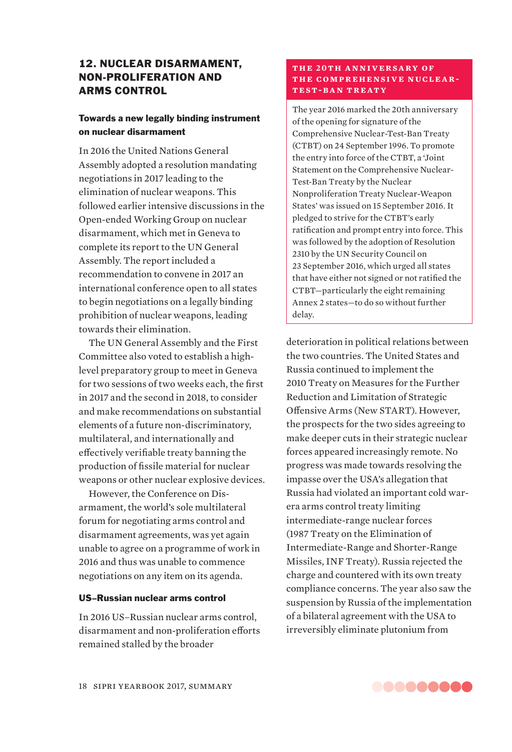## 12. NUCLEAR DISARMAMENT, NON-PROLIFERATION AND ARMS CONTROL

### Towards a new legally binding instrument on nuclear disarmament

In 2016 the United Nations General Assembly adopted a resolution mandating negotiations in 2017 leading to the elimination of nuclear weapons. This followed earlier intensive discussions in the Open-ended Working Group on nuclear disarmament, which met in Geneva to complete its report to the UN General Assembly. The report included a recommendation to convene in 2017 an international conference open to all states to begin negotiations on a legally binding prohibition of nuclear weapons, leading towards their elimination.

The UN General Assembly and the First Committee also voted to establish a high-level preparatory group to meet in Geneva for two sessions of two weeks each, the first in 2017 and the second in 2018, to consider and make recommendations on substantial elements of a future non-discriminatory, multilateral, and internationally and effectively verifiable treaty banning the production of fissile material for nuclear weapons or other nuclear explosive devices.

However, the Conference on Disarmament, the world's sole multilateral forum for negotiating arms control and disarmament agreements, was yet again unable to agree on a programme of work in 2016 and thus was unable to commence negotiations on any item on its agenda.

### US–Russian nuclear arms control

In 2016 US–Russian nuclear arms control, disarmament and non-proliferation efforts remained stalled by the broader deterioration in political relations between the two countries. The United States and Russia continued to implement the 2010 Treaty on Measures for the Further Reduction and Limitation of Strategic Offensive Arms (New START). However, the prospects for the two sides agreeing to make deeper cuts in their strategic nuclear forces appeared increasingly remote. No progress was made towards resolving the impasse over the USA's allegation that Russia had violated an important cold war-era arms control treaty limiting intermediate-range nuclear forces (1987 Treaty on the Elimination of Intermediate-Range and Shorter-Range Missiles, INF Treaty). Russia rejected the charge and countered with its own treaty compliance concerns. The year also saw the suspension by Russia of the implementation of a bilateral agreement with the USA to irreversibly eliminate plutonium from

---

**THE 20TH ANNIVERSARY OF THE COMPREHENSIVE NUCLEAR-TEST-BAN TREATY**

The year 2016 marked the 20th anniversary of the opening for signature of the Comprehensive Nuclear-Test-Ban Treaty (CTBT) on 24 September 1996. To promote the entry into force of the CTBT, a 'Joint Statement on the Comprehensive Nuclear-Test-Ban Treaty by the Nuclear Nonproliferation Treaty Nuclear-Weapon States' was issued on 15 September 2016. It pledged to strive for the CTBT's early ratification and prompt entry into force. This was followed by the adoption of Resolution 2310 by the UN Security Council on 23 September 2016, which urged all states that have either not signed or not ratified the CTBT—particularly the eight remaining Annex 2 states—to do so without further delay.

---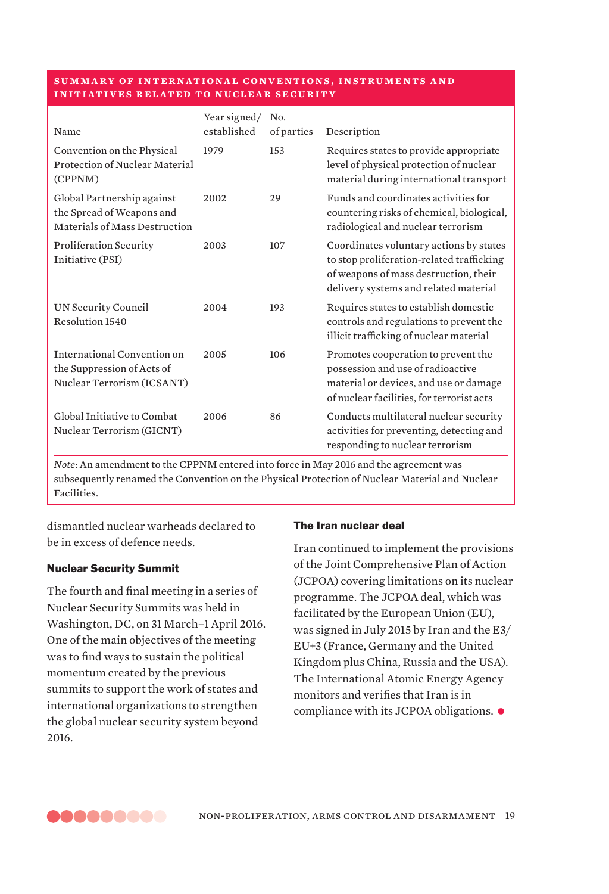**SUMMARY OF INTERNATIONAL CONVENTIONS, INSTRUMENTS AND INITIATIVES RELATED TO NUCLEAR SECURITY**

| Name | Year signed/ established | No. of parties | Description |
|---|---|---|---|
| Convention on the Physical Protection of Nuclear Material (CPPNM) | 1979 | 153 | Requires states to provide appropriate level of physical protection of nuclear material during international transport |
| Global Partnership against the Spread of Weapons and Materials of Mass Destruction | 2002 | 29 | Funds and coordinates activities for countering risks of chemical, biological, radiological and nuclear terrorism |
| Proliferation Security Initiative (PSI) | 2003 | 107 | Coordinates voluntary actions by states to stop proliferation-related trafficking of weapons of mass destruction, their delivery systems and related material |
| UN Security Council Resolution 1540 | 2004 | 193 | Requires states to establish domestic controls and regulations to prevent the illicit trafficking of nuclear material |
| International Convention on the Suppression of Acts of Nuclear Terrorism (ICSANT) | 2005 | 106 | Promotes cooperation to prevent the possession and use of radioactive material or devices, and use or damage of nuclear facilities, for terrorist acts |
| Global Initiative to Combat Nuclear Terrorism (GICNT) | 2006 | 86 | Conducts multilateral nuclear security activities for preventing, detecting and responding to nuclear terrorism |

*Note*: An amendment to the CPPNM entered into force in May 2016 and the agreement was subsequently renamed the Convention on the Physical Protection of Nuclear Material and Nuclear Facilities.

dismantled nuclear warheads declared to be in excess of defence needs.

### Nuclear Security Summit

The fourth and final meeting in a series of Nuclear Security Summits was held in Washington, DC, on 31 March–1 April 2016. One of the main objectives of the meeting was to find ways to sustain the political momentum created by the previous summits to support the work of states and international organizations to strengthen the global nuclear security system beyond 2016.

### The Iran nuclear deal

Iran continued to implement the provisions of the Joint Comprehensive Plan of Action (JCPOA) covering limitations on its nuclear programme. The JCPOA deal, which was facilitated by the European Union (EU), was signed in July 2015 by Iran and the E3/EU+3 (France, Germany and the United Kingdom plus China, Russia and the USA). The International Atomic Energy Agency monitors and verifies that Iran is in compliance with its JCPOA obligations.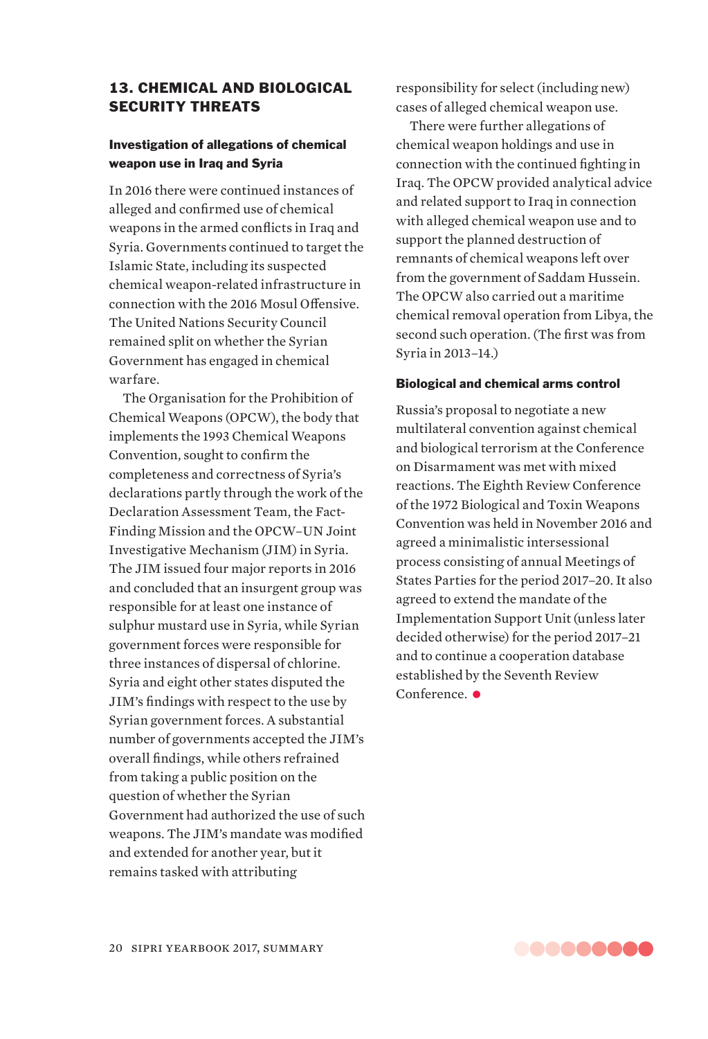## 13. CHEMICAL AND BIOLOGICAL SECURITY THREATS

### Investigation of allegations of chemical weapon use in Iraq and Syria

In 2016 there were continued instances of alleged and confirmed use of chemical weapons in the armed conflicts in Iraq and Syria. Governments continued to target the Islamic State, including its suspected chemical weapon-related infrastructure in connection with the 2016 Mosul Offensive. The United Nations Security Council remained split on whether the Syrian Government has engaged in chemical warfare.

The Organisation for the Prohibition of Chemical Weapons (OPCW), the body that implements the 1993 Chemical Weapons Convention, sought to confirm the completeness and correctness of Syria's declarations partly through the work of the Declaration Assessment Team, the Fact-Finding Mission and the OPCW–UN Joint Investigative Mechanism (JIM) in Syria. The JIM issued four major reports in 2016 and concluded that an insurgent group was responsible for at least one instance of sulphur mustard use in Syria, while Syrian government forces were responsible for three instances of dispersal of chlorine. Syria and eight other states disputed the JIM's findings with respect to the use by Syrian government forces. A substantial number of governments accepted the JIM's overall findings, while others refrained from taking a public position on the question of whether the Syrian Government had authorized the use of such weapons. The JIM's mandate was modified and extended for another year, but it remains tasked with attributing responsibility for select (including new) cases of alleged chemical weapon use.

There were further allegations of chemical weapon holdings and use in connection with the continued fighting in Iraq. The OPCW provided analytical advice and related support to Iraq in connection with alleged chemical weapon use and to support the planned destruction of remnants of chemical weapons left over from the government of Saddam Hussein. The OPCW also carried out a maritime chemical removal operation from Libya, the second such operation. (The first was from Syria in 2013–14.)

### Biological and chemical arms control

Russia's proposal to negotiate a new multilateral convention against chemical and biological terrorism at the Conference on Disarmament was met with mixed reactions. The Eighth Review Conference of the 1972 Biological and Toxin Weapons Convention was held in November 2016 and agreed a minimalistic intersessional process consisting of annual Meetings of States Parties for the period 2017–20. It also agreed to extend the mandate of the Implementation Support Unit (unless later decided otherwise) for the period 2017–21 and to continue a cooperation database established by the Seventh Review Conference.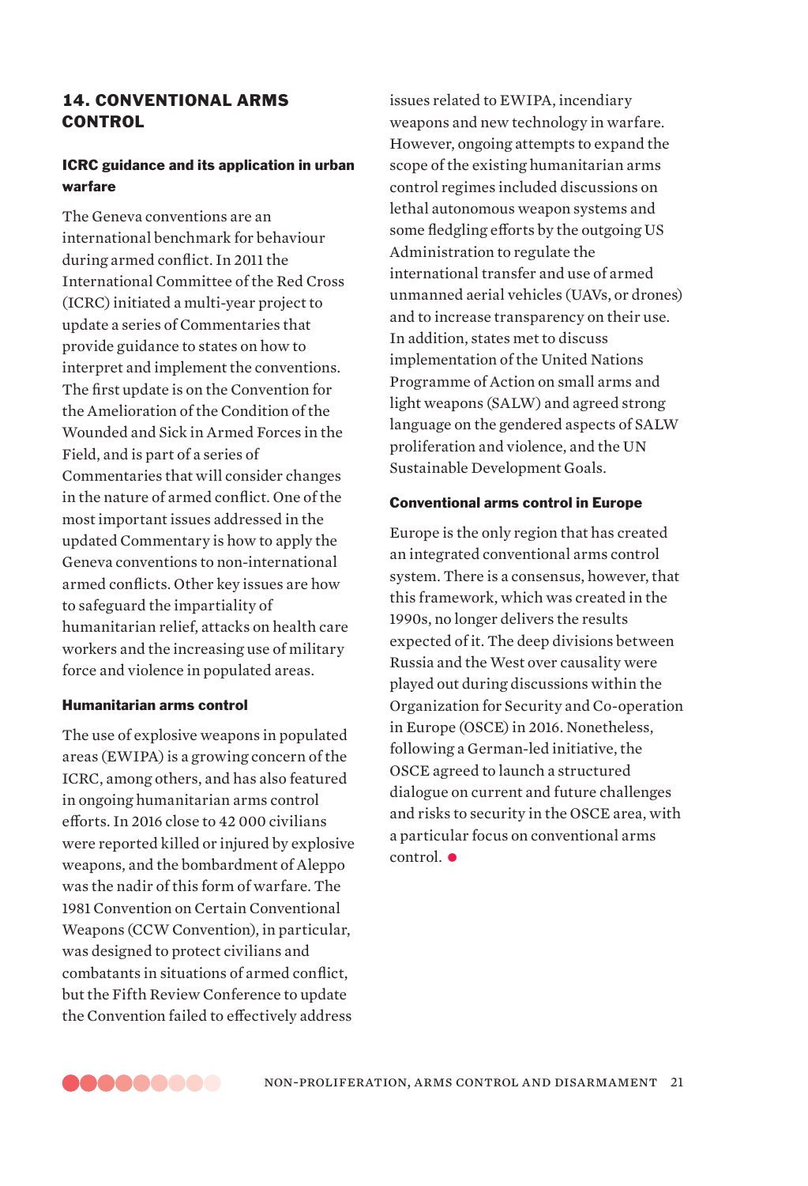## 14. CONVENTIONAL ARMS CONTROL

### ICRC guidance and its application in urban warfare

The Geneva conventions are an international benchmark for behaviour during armed conflict. In 2011 the International Committee of the Red Cross (ICRC) initiated a multi-year project to update a series of Commentaries that provide guidance to states on how to interpret and implement the conventions. The first update is on the Convention for the Amelioration of the Condition of the Wounded and Sick in Armed Forces in the Field, and is part of a series of Commentaries that will consider changes in the nature of armed conflict. One of the most important issues addressed in the updated Commentary is how to apply the Geneva conventions to non-international armed conflicts. Other key issues are how to safeguard the impartiality of humanitarian relief, attacks on health care workers and the increasing use of military force and violence in populated areas.

### Humanitarian arms control

The use of explosive weapons in populated areas (EWIPA) is a growing concern of the ICRC, among others, and has also featured in ongoing humanitarian arms control efforts. In 2016 close to 42 000 civilians were reported killed or injured by explosive weapons, and the bombardment of Aleppo was the nadir of this form of warfare. The 1981 Convention on Certain Conventional Weapons (CCW Convention), in particular, was designed to protect civilians and combatants in situations of armed conflict, but the Fifth Review Conference to update the Convention failed to effectively address issues related to EWIPA, incendiary weapons and new technology in warfare. However, ongoing attempts to expand the scope of the existing humanitarian arms control regimes included discussions on lethal autonomous weapon systems and some fledgling efforts by the outgoing US Administration to regulate the international transfer and use of armed unmanned aerial vehicles (UAVs, or drones) and to increase transparency on their use. In addition, states met to discuss implementation of the United Nations Programme of Action on small arms and light weapons (SALW) and agreed strong language on the gendered aspects of SALW proliferation and violence, and the UN Sustainable Development Goals.

### Conventional arms control in Europe

Europe is the only region that has created an integrated conventional arms control system. There is a consensus, however, that this framework, which was created in the 1990s, no longer delivers the results expected of it. The deep divisions between Russia and the West over causality were played out during discussions within the Organization for Security and Co-operation in Europe (OSCE) in 2016. Nonetheless, following a German-led initiative, the OSCE agreed to launch a structured dialogue on current and future challenges and risks to security in the OSCE area, with a particular focus on conventional arms control.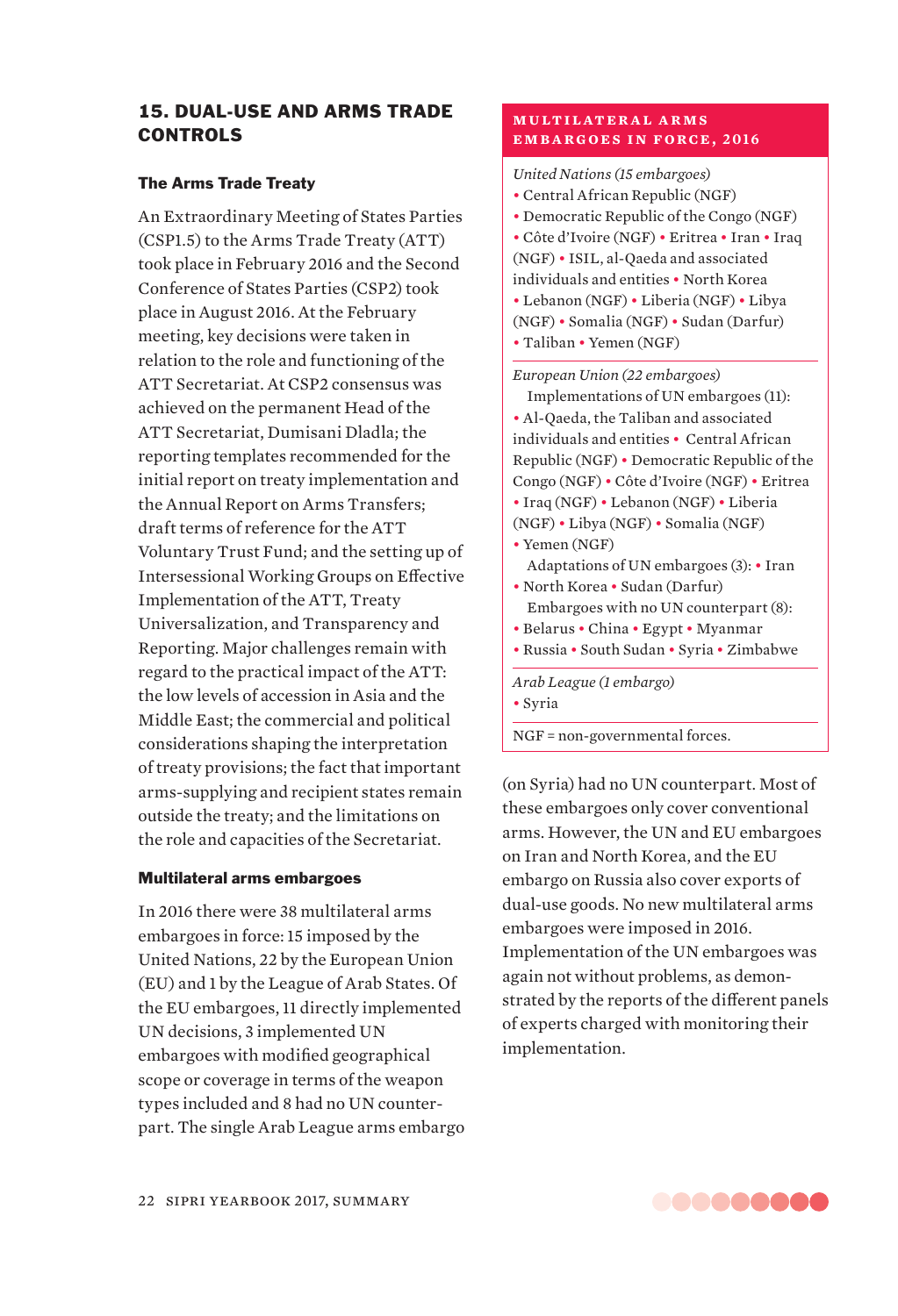## 15. DUAL-USE AND ARMS TRADE CONTROLS

### The Arms Trade Treaty

An Extraordinary Meeting of States Parties (CSP1.5) to the Arms Trade Treaty (ATT) took place in February 2016 and the Second Conference of States Parties (CSP2) took place in August 2016. At the February meeting, key decisions were taken in relation to the role and functioning of the ATT Secretariat. At CSP2 consensus was achieved on the permanent Head of the ATT Secretariat, Dumisani Dladla; the reporting templates recommended for the initial report on treaty implementation and the Annual Report on Arms Transfers; draft terms of reference for the ATT Voluntary Trust Fund; and the setting up of Intersessional Working Groups on Effective Implementation of the ATT, Treaty Universalization, and Transparency and Reporting. Major challenges remain with regard to the practical impact of the ATT: the low levels of accession in Asia and the Middle East; the commercial and political considerations shaping the interpretation of treaty provisions; the fact that important arms-supplying and recipient states remain outside the treaty; and the limitations on the role and capacities of the Secretariat.

### Multilateral arms embargoes

In 2016 there were 38 multilateral arms embargoes in force: 15 imposed by the United Nations, 22 by the European Union (EU) and 1 by the League of Arab States. Of the EU embargoes, 11 directly implemented UN decisions, 3 implemented UN embargoes with modified geographical scope or coverage in terms of the weapon types included and 8 had no UN counterpart. The single Arab League arms embargo (on Syria) had no UN counterpart. Most of these embargoes only cover conventional arms. However, the UN and EU embargoes on Iran and North Korea, and the EU embargo on Russia also cover exports of dual-use goods. No new multilateral arms embargoes were imposed in 2016. Implementation of the UN embargoes was again not without problems, as demonstrated by the reports of the different panels of experts charged with monitoring their implementation.

#### MULTILATERAL ARMS EMBARGOES IN FORCE, 2016

*United Nations (15 embargoes)*

• Central African Republic (NGF)
• Democratic Republic of the Congo (NGF)
• Côte d'Ivoire (NGF) • Eritrea • Iran • Iraq (NGF) • ISIL, al-Qaeda and associated individuals and entities • North Korea
• Lebanon (NGF) • Liberia (NGF) • Libya (NGF) • Somalia (NGF) • Sudan (Darfur)
• Taliban • Yemen (NGF)

*European Union (22 embargoes)*

Implementations of UN embargoes (11):
• Al-Qaeda, the Taliban and associated individuals and entities • Central African Republic (NGF) • Democratic Republic of the Congo (NGF) • Côte d'Ivoire (NGF) • Eritrea
• Iraq (NGF) • Lebanon (NGF) • Liberia (NGF) • Libya (NGF) • Somalia (NGF)
• Yemen (NGF)

Adaptations of UN embargoes (3): • Iran
• North Korea • Sudan (Darfur)

Embargoes with no UN counterpart (8):
• Belarus • China • Egypt • Myanmar
• Russia • South Sudan • Syria • Zimbabwe

*Arab League (1 embargo)*

• Syria

NGF = non-governmental forces.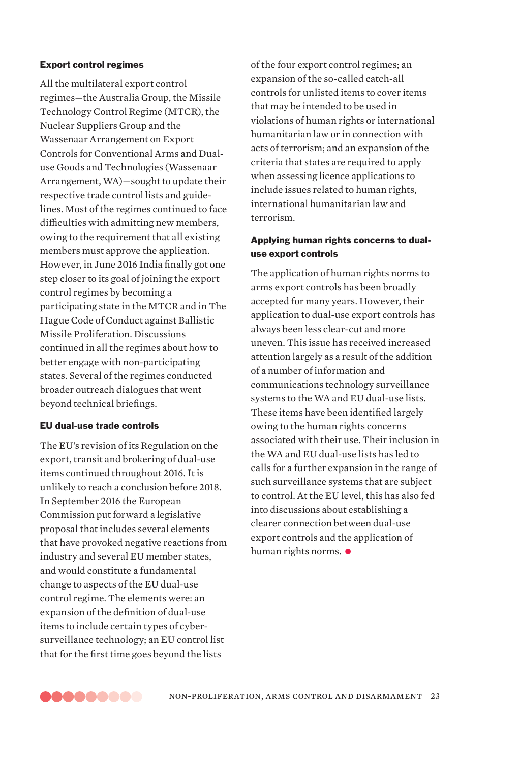### Export control regimes

All the multilateral export control regimes—the Australia Group, the Missile Technology Control Regime (MTCR), the Nuclear Suppliers Group and the Wassenaar Arrangement on Export Controls for Conventional Arms and Dual-use Goods and Technologies (Wassenaar Arrangement, WA)—sought to update their respective trade control lists and guidelines. Most of the regimes continued to face difficulties with admitting new members, owing to the requirement that all existing members must approve the application. However, in June 2016 India finally got one step closer to its goal of joining the export control regimes by becoming a participating state in the MTCR and in The Hague Code of Conduct against Ballistic Missile Proliferation. Discussions continued in all the regimes about how to better engage with non-participating states. Several of the regimes conducted broader outreach dialogues that went beyond technical briefings.

### EU dual-use trade controls

The EU's revision of its Regulation on the export, transit and brokering of dual-use items continued throughout 2016. It is unlikely to reach a conclusion before 2018. In September 2016 the European Commission put forward a legislative proposal that includes several elements that have provoked negative reactions from industry and several EU member states, and would constitute a fundamental change to aspects of the EU dual-use control regime. The elements were: an expansion of the definition of dual-use items to include certain types of cyber-surveillance technology; an EU control list that for the first time goes beyond the lists of the four export control regimes; an expansion of the so-called catch-all controls for unlisted items to cover items that may be intended to be used in violations of human rights or international humanitarian law or in connection with acts of terrorism; and an expansion of the criteria that states are required to apply when assessing licence applications to include issues related to human rights, international humanitarian law and terrorism.

### Applying human rights concerns to dual-use export controls

The application of human rights norms to arms export controls has been broadly accepted for many years. However, their application to dual-use export controls has always been less clear-cut and more uneven. This issue has received increased attention largely as a result of the addition of a number of information and communications technology surveillance systems to the WA and EU dual-use lists. These items have been identified largely owing to the human rights concerns associated with their use. Their inclusion in the WA and EU dual-use lists has led to calls for a further expansion in the range of such surveillance systems that are subject to control. At the EU level, this has also fed into discussions about establishing a clearer connection between dual-use export controls and the application of human rights norms.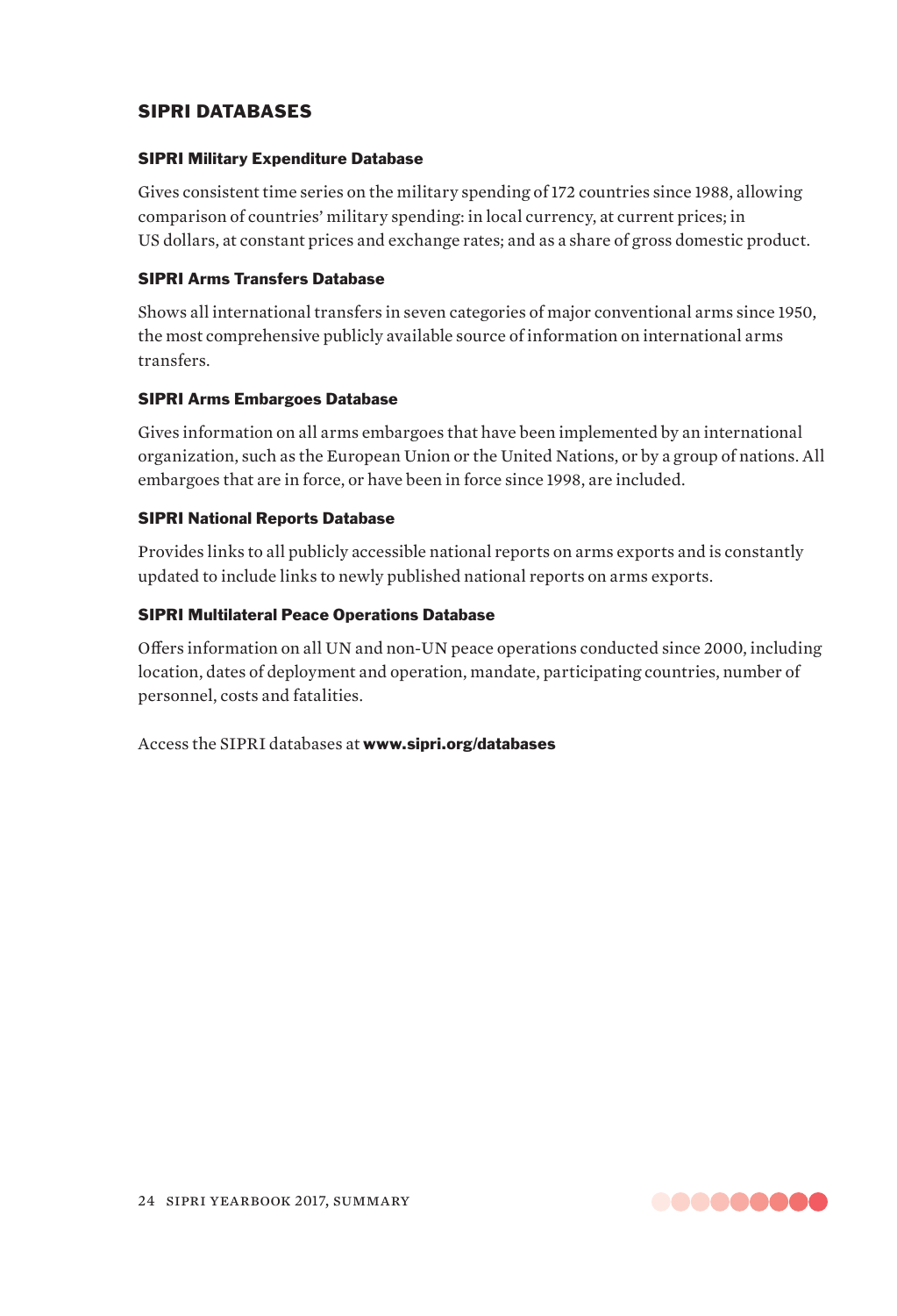## SIPRI DATABASES

### SIPRI Military Expenditure Database

Gives consistent time series on the military spending of 172 countries since 1988, allowing comparison of countries' military spending: in local currency, at current prices; in US dollars, at constant prices and exchange rates; and as a share of gross domestic product.

### SIPRI Arms Transfers Database

Shows all international transfers in seven categories of major conventional arms since 1950, the most comprehensive publicly available source of information on international arms transfers.

### SIPRI Arms Embargoes Database

Gives information on all arms embargoes that have been implemented by an international organization, such as the European Union or the United Nations, or by a group of nations. All embargoes that are in force, or have been in force since 1998, are included.

### SIPRI National Reports Database

Provides links to all publicly accessible national reports on arms exports and is constantly updated to include links to newly published national reports on arms exports.

### SIPRI Multilateral Peace Operations Database

Offers information on all UN and non-UN peace operations conducted since 2000, including location, dates of deployment and operation, mandate, participating countries, number of personnel, costs and fatalities.

Access the SIPRI databases at **www.sipri.org/databases**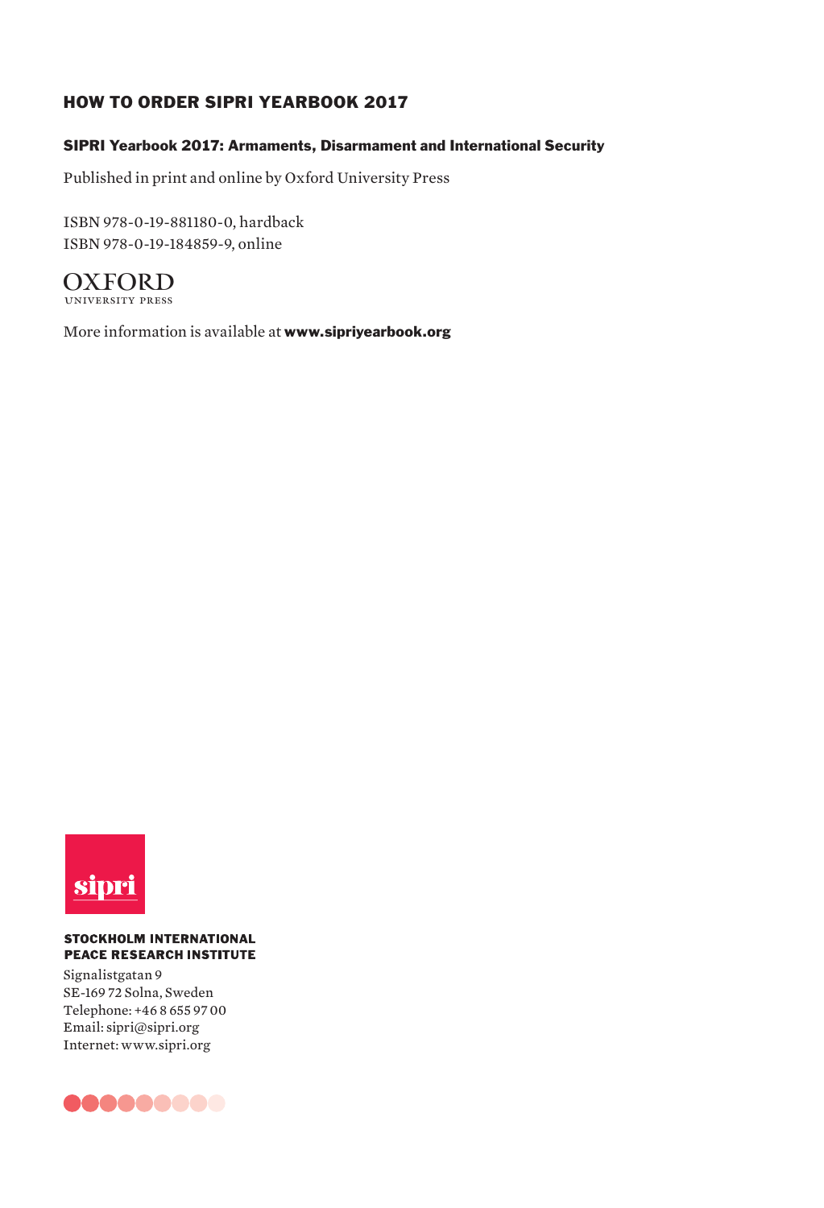## HOW TO ORDER SIPRI YEARBOOK 2017

### SIPRI Yearbook 2017: Armaments, Disarmament and International Security

Published in print and online by Oxford University Press

ISBN 978-0-19-881180-0, hardback
ISBN 978-0-19-184859-9, online

OXFORD
UNIVERSITY PRESS

More information is available at **www.sipriyearbook.org**

sipri

**STOCKHOLM INTERNATIONAL PEACE RESEARCH INSTITUTE**

Signalistgatan 9
SE-169 72 Solna, Sweden
Telephone: +46 8 655 97 00
Email: sipri@sipri.org
Internet: www.sipri.org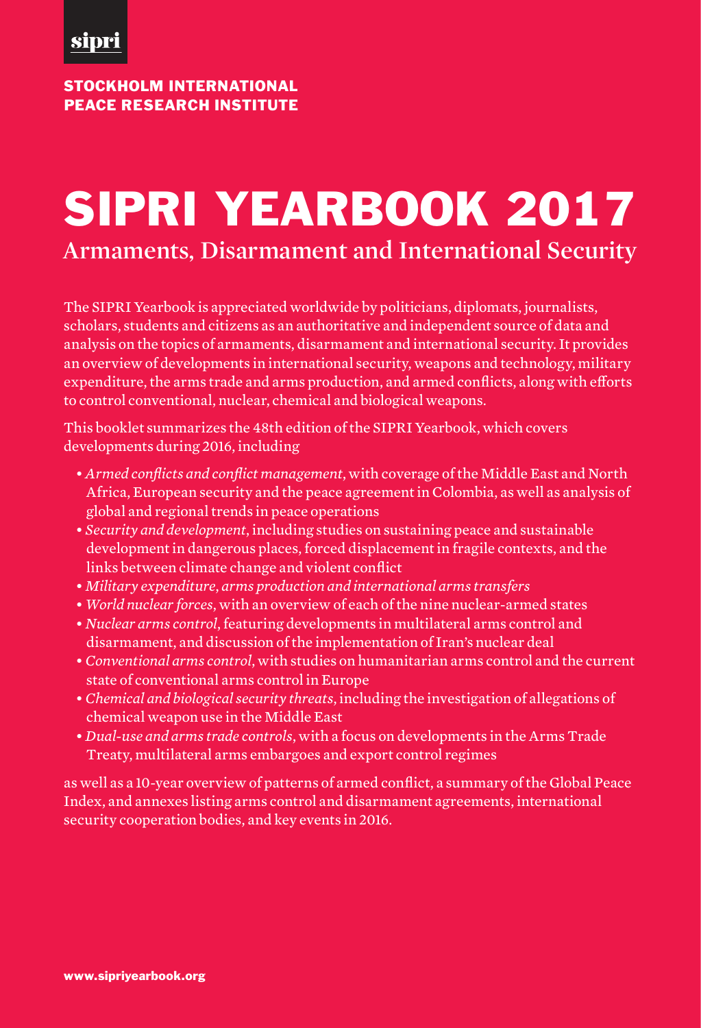sipri

**STOCKHOLM INTERNATIONAL PEACE RESEARCH INSTITUTE**

# SIPRI YEARBOOK 2017

## Armaments, Disarmament and International Security

The SIPRI Yearbook is appreciated worldwide by politicians, diplomats, journalists, scholars, students and citizens as an authoritative and independent source of data and analysis on the topics of armaments, disarmament and international security. It provides an overview of developments in international security, weapons and technology, military expenditure, the arms trade and arms production, and armed conflicts, along with efforts to control conventional, nuclear, chemical and biological weapons.

This booklet summarizes the 48th edition of the SIPRI Yearbook, which covers developments during 2016, including

- *Armed conflicts and conflict management*, with coverage of the Middle East and North Africa, European security and the peace agreement in Colombia, as well as analysis of global and regional trends in peace operations
- *Security and development*, including studies on sustaining peace and sustainable development in dangerous places, forced displacement in fragile contexts, and the links between climate change and violent conflict
- *Military expenditure, arms production and international arms transfers*
- *World nuclear forces*, with an overview of each of the nine nuclear-armed states
- *Nuclear arms control*, featuring developments in multilateral arms control and disarmament, and discussion of the implementation of Iran's nuclear deal
- *Conventional arms control*, with studies on humanitarian arms control and the current state of conventional arms control in Europe
- *Chemical and biological security threats*, including the investigation of allegations of chemical weapon use in the Middle East
- *Dual-use and arms trade controls*, with a focus on developments in the Arms Trade Treaty, multilateral arms embargoes and export control regimes

as well as a 10-year overview of patterns of armed conflict, a summary of the Global Peace Index, and annexes listing arms control and disarmament agreements, international security cooperation bodies, and key events in 2016.

**www.sipriyearbook.org**